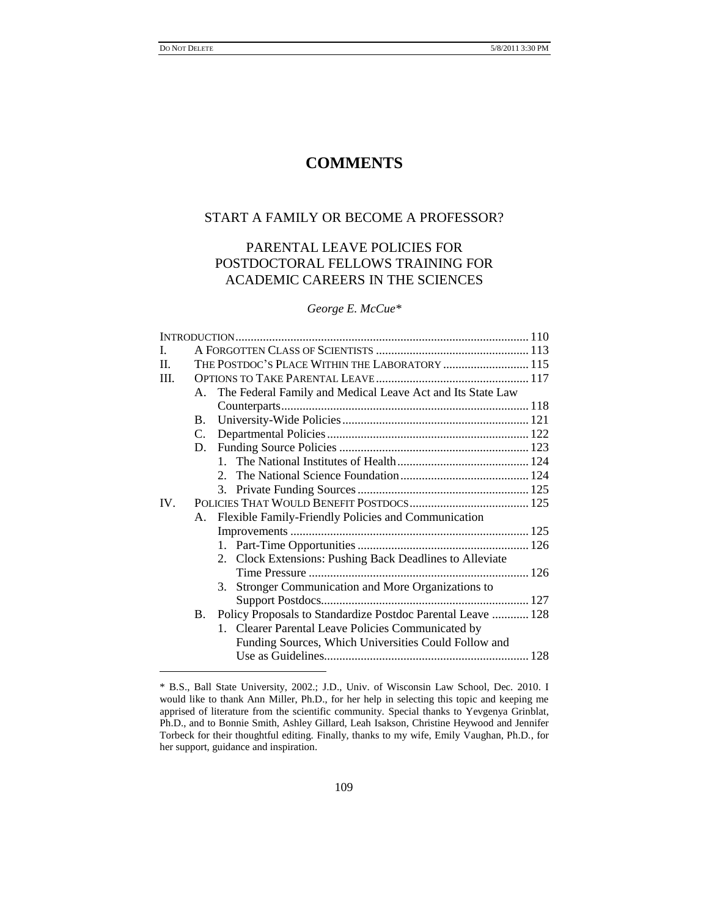# COMMENTS

## START A FAMILY OR BECOME A PROFESSOR?

## PARENTAL LEAVE POLICIES FOR POSTDOCTORAL FELLOWS TRAINING FOR ACADEMIC CAREERS IN THE SCIENCES

*George E. McCue\**

| | | | |
|---|---|---|---|
| INTRODUCTION | | | 110 |
| I. | A FORGOTTEN CLASS OF SCIENTISTS | | 113 |
| II. | THE POSTDOC'S PLACE WITHIN THE LABORATORY | | 115 |
| III. | OPTIONS TO TAKE PARENTAL LEAVE | | 117 |
| | A. | The Federal Family and Medical Leave Act and Its State Law Counterparts | 118 |
| | B. | University-Wide Policies | 121 |
| | C. | Departmental Policies | 122 |
| | D. | Funding Source Policies | 123 |
| | | 1. The National Institutes of Health | 124 |
| | | 2. The National Science Foundation | 124 |
| | | 3. Private Funding Sources | 125 |
| IV. | POLICIES THAT WOULD BENEFIT POSTDOCS | | 125 |
| | A. | Flexible Family-Friendly Policies and Communication Improvements | 125 |
| | | 1. Part-Time Opportunities | 126 |
| | | 2. Clock Extensions: Pushing Back Deadlines to Alleviate Time Pressure | 126 |
| | | 3. Stronger Communication and More Organizations to Support Postdocs | 127 |
| | B. | Policy Proposals to Standardize Postdoc Parental Leave | 128 |
| | | 1. Clearer Parental Leave Policies Communicated by Funding Sources, Which Universities Could Follow and Use as Guidelines | 128 |

\* B.S., Ball State University, 2002.; J.D., Univ. of Wisconsin Law School, Dec. 2010. I would like to thank Ann Miller, Ph.D., for her help in selecting this topic and keeping me apprised of literature from the scientific community. Special thanks to Yevgenya Grinblat, Ph.D., and to Bonnie Smith, Ashley Gillard, Leah Isakson, Christine Heywood and Jennifer Torbeck for their thoughtful editing. Finally, thanks to my wife, Emily Vaughan, Ph.D., for her support, guidance and inspiration.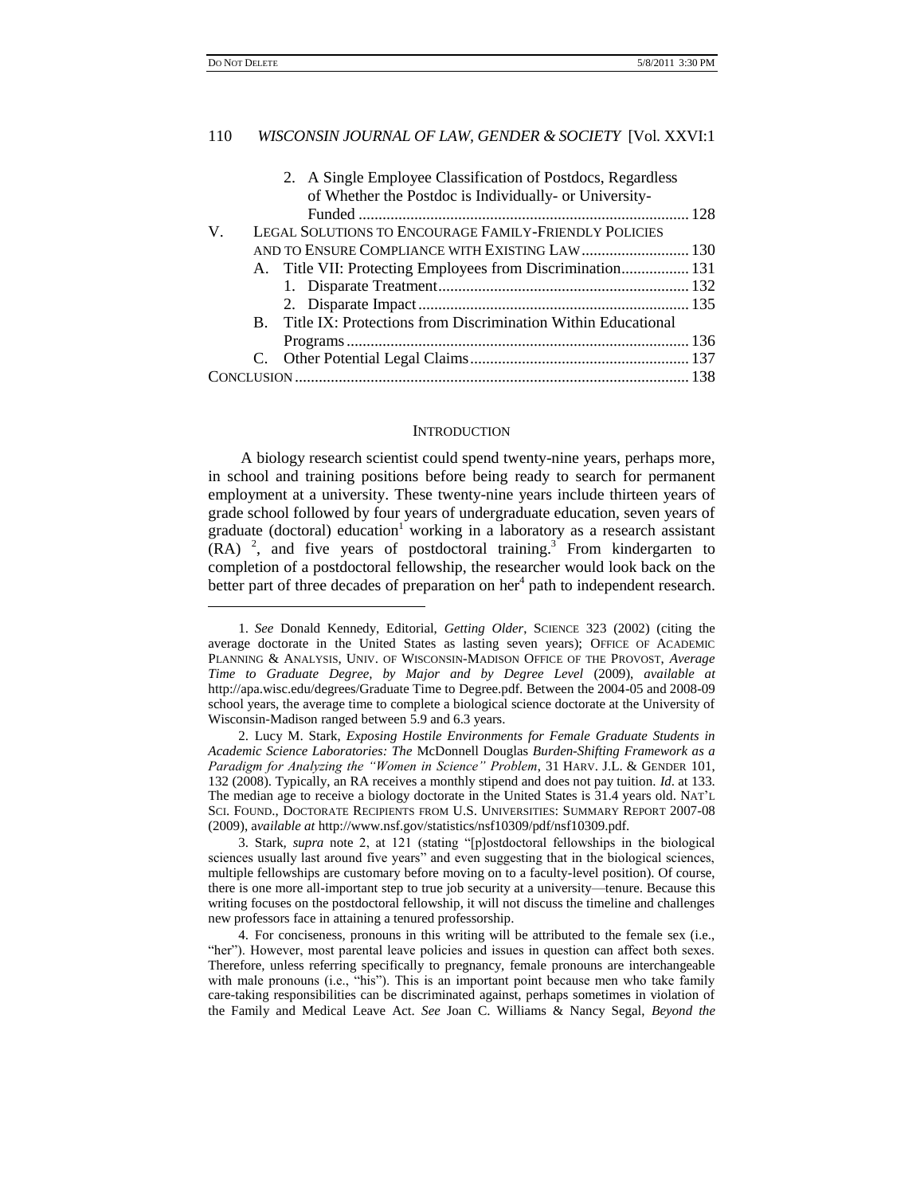2. A Single Employee Classification of Postdocs, Regardless of Whether the Postdoc is Individually- or University-Funded ........ 128

V. LEGAL SOLUTIONS TO ENCOURAGE FAMILY-FRIENDLY POLICIES AND TO ENSURE COMPLIANCE WITH EXISTING LAW ........ 130

A. Title VII: Protecting Employees from Discrimination ........ 131

1. Disparate Treatment ........ 132

2. Disparate Impact ........ 135

B. Title IX: Protections from Discrimination Within Educational Programs ........ 136

C. Other Potential Legal Claims ........ 137

CONCLUSION ........ 138

## INTRODUCTION

A biology research scientist could spend twenty-nine years, perhaps more, in school and training positions before being ready to search for permanent employment at a university. These twenty-nine years include thirteen years of grade school followed by four years of undergraduate education, seven years of graduate (doctoral) education[1] working in a laboratory as a research assistant (RA)[2], and five years of postdoctoral training.[3] From kindergarten to completion of a postdoctoral fellowship, the researcher would look back on the better part of three decades of preparation on her[4] path to independent research.

---

1. *See* Donald Kennedy, Editorial, *Getting Older*, SCIENCE 323 (2002) (citing the average doctorate in the United States as lasting seven years); OFFICE OF ACADEMIC PLANNING & ANALYSIS, UNIV. OF WISCONSIN-MADISON OFFICE OF THE PROVOST, *Average Time to Graduate Degree, by Major and by Degree Level* (2009), *available at* http://apa.wisc.edu/degrees/Graduate Time to Degree.pdf. Between the 2004-05 and 2008-09 school years, the average time to complete a biological science doctorate at the University of Wisconsin-Madison ranged between 5.9 and 6.3 years.

2. Lucy M. Stark, *Exposing Hostile Environments for Female Graduate Students in Academic Science Laboratories: The* McDonnell Douglas *Burden-Shifting Framework as a Paradigm for Analyzing the "Women in Science" Problem*, 31 HARV. J.L. & GENDER 101, 132 (2008). Typically, an RA receives a monthly stipend and does not pay tuition. *Id.* at 133. The median age to receive a biology doctorate in the United States is 31.4 years old. NAT'L SCI. FOUND., DOCTORATE RECIPIENTS FROM U.S. UNIVERSITIES: SUMMARY REPORT 2007-08 (2009), a*vailable at* http://www.nsf.gov/statistics/nsf10309/pdf/nsf10309.pdf.

3. Stark, *supra* note 2, at 121 (stating "[p]ostdoctoral fellowships in the biological sciences usually last around five years" and even suggesting that in the biological sciences, multiple fellowships are customary before moving on to a faculty-level position). Of course, there is one more all-important step to true job security at a university—tenure. Because this writing focuses on the postdoctoral fellowship, it will not discuss the timeline and challenges new professors face in attaining a tenured professorship.

4. For conciseness, pronouns in this writing will be attributed to the female sex (i.e., "her"). However, most parental leave policies and issues in question can affect both sexes. Therefore, unless referring specifically to pregnancy, female pronouns are interchangeable with male pronouns (i.e., "his"). This is an important point because men who take family care-taking responsibilities can be discriminated against, perhaps sometimes in violation of the Family and Medical Leave Act. *See* Joan C. Williams & Nancy Segal, *Beyond the*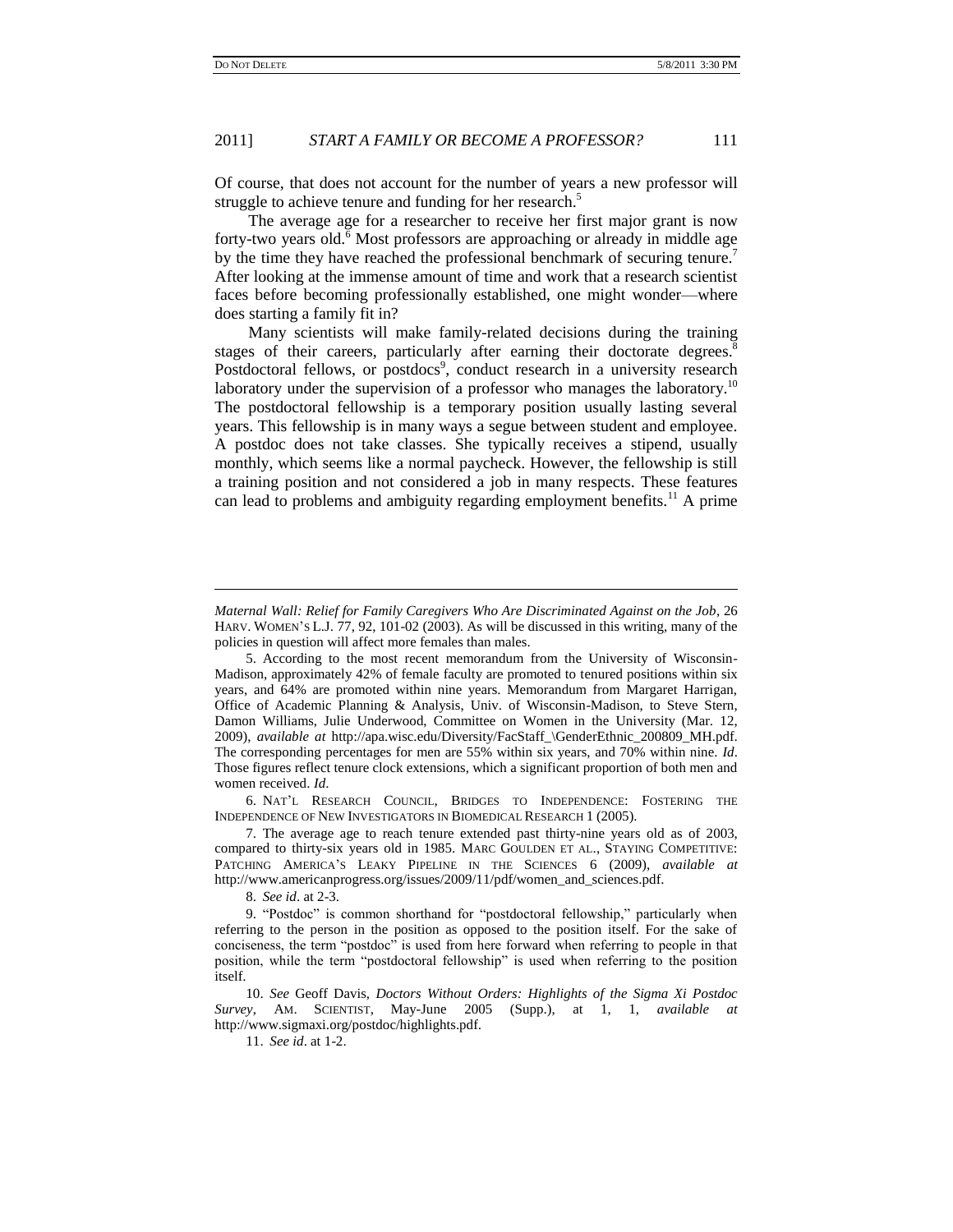Of course, that does not account for the number of years a new professor will struggle to achieve tenure and funding for her research.[5]

The average age for a researcher to receive her first major grant is now forty-two years old.[6] Most professors are approaching or already in middle age by the time they have reached the professional benchmark of securing tenure.[7] After looking at the immense amount of time and work that a research scientist faces before becoming professionally established, one might wonder—where does starting a family fit in?

Many scientists will make family-related decisions during the training stages of their careers, particularly after earning their doctorate degrees.[8] Postdoctoral fellows, or postdocs[9], conduct research in a university research laboratory under the supervision of a professor who manages the laboratory.[10] The postdoctoral fellowship is a temporary position usually lasting several years. This fellowship is in many ways a segue between student and employee. A postdoc does not take classes. She typically receives a stipend, usually monthly, which seems like a normal paycheck. However, the fellowship is still a training position and not considered a job in many respects. These features can lead to problems and ambiguity regarding employment benefits.[11] A prime

---

*Maternal Wall: Relief for Family Caregivers Who Are Discriminated Against on the Job*, 26 HARV. WOMEN'S L.J. 77, 92, 101-02 (2003). As will be discussed in this writing, many of the policies in question will affect more females than males.

5. According to the most recent memorandum from the University of Wisconsin-Madison, approximately 42% of female faculty are promoted to tenured positions within six years, and 64% are promoted within nine years. Memorandum from Margaret Harrigan, Office of Academic Planning & Analysis, Univ. of Wisconsin-Madison, to Steve Stern, Damon Williams, Julie Underwood, Committee on Women in the University (Mar. 12, 2009), *available at* http://apa.wisc.edu/Diversity/FacStaff_\GenderEthnic_200809_MH.pdf. The corresponding percentages for men are 55% within six years, and 70% within nine. *Id*. Those figures reflect tenure clock extensions, which a significant proportion of both men and women received. *Id*.

6. NAT'L RESEARCH COUNCIL, BRIDGES TO INDEPENDENCE: FOSTERING THE INDEPENDENCE OF NEW INVESTIGATORS IN BIOMEDICAL RESEARCH 1 (2005).

7. The average age to reach tenure extended past thirty-nine years old as of 2003, compared to thirty-six years old in 1985. MARC GOULDEN ET AL., STAYING COMPETITIVE: PATCHING AMERICA'S LEAKY PIPELINE IN THE SCIENCES 6 (2009), *available at* http://www.americanprogress.org/issues/2009/11/pdf/women_and_sciences.pdf.

8. *See id*. at 2-3.

9. "Postdoc" is common shorthand for "postdoctoral fellowship," particularly when referring to the person in the position as opposed to the position itself. For the sake of conciseness, the term "postdoc" is used from here forward when referring to people in that position, while the term "postdoctoral fellowship" is used when referring to the position itself.

10. *See* Geoff Davis, *Doctors Without Orders: Highlights of the Sigma Xi Postdoc Survey*, AM. SCIENTIST, May-June 2005 (Supp.), at 1, 1, *available at* http://www.sigmaxi.org/postdoc/highlights.pdf.

11. *See id*. at 1-2.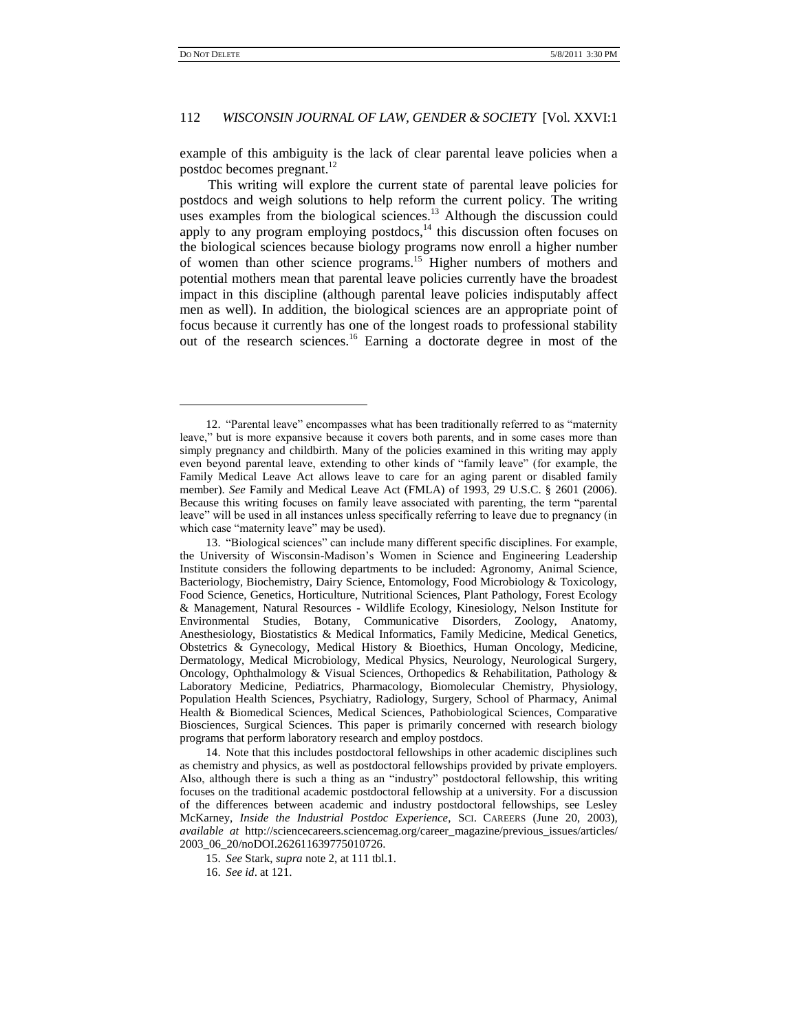example of this ambiguity is the lack of clear parental leave policies when a postdoc becomes pregnant.[12]

This writing will explore the current state of parental leave policies for postdocs and weigh solutions to help reform the current policy. The writing uses examples from the biological sciences.[13] Although the discussion could apply to any program employing postdocs,[14] this discussion often focuses on the biological sciences because biology programs now enroll a higher number of women than other science programs.[15] Higher numbers of mothers and potential mothers mean that parental leave policies currently have the broadest impact in this discipline (although parental leave policies indisputably affect men as well). In addition, the biological sciences are an appropriate point of focus because it currently has one of the longest roads to professional stability out of the research sciences.[16] Earning a doctorate degree in most of the

---

12. "Parental leave" encompasses what has been traditionally referred to as "maternity leave," but is more expansive because it covers both parents, and in some cases more than simply pregnancy and childbirth. Many of the policies examined in this writing may apply even beyond parental leave, extending to other kinds of "family leave" (for example, the Family Medical Leave Act allows leave to care for an aging parent or disabled family member). *See* Family and Medical Leave Act (FMLA) of 1993, 29 U.S.C. § 2601 (2006). Because this writing focuses on family leave associated with parenting, the term "parental leave" will be used in all instances unless specifically referring to leave due to pregnancy (in which case "maternity leave" may be used).

13. "Biological sciences" can include many different specific disciplines. For example, the University of Wisconsin-Madison's Women in Science and Engineering Leadership Institute considers the following departments to be included: Agronomy, Animal Science, Bacteriology, Biochemistry, Dairy Science, Entomology, Food Microbiology & Toxicology, Food Science, Genetics, Horticulture, Nutritional Sciences, Plant Pathology, Forest Ecology & Management, Natural Resources - Wildlife Ecology, Kinesiology, Nelson Institute for Environmental Studies, Botany, Communicative Disorders, Zoology, Anatomy, Anesthesiology, Biostatistics & Medical Informatics, Family Medicine, Medical Genetics, Obstetrics & Gynecology, Medical History & Bioethics, Human Oncology, Medicine, Dermatology, Medical Microbiology, Medical Physics, Neurology, Neurological Surgery, Oncology, Ophthalmology & Visual Sciences, Orthopedics & Rehabilitation, Pathology & Laboratory Medicine, Pediatrics, Pharmacology, Biomolecular Chemistry, Physiology, Population Health Sciences, Psychiatry, Radiology, Surgery, School of Pharmacy, Animal Health & Biomedical Sciences, Medical Sciences, Pathobiological Sciences, Comparative Biosciences, Surgical Sciences. This paper is primarily concerned with research biology programs that perform laboratory research and employ postdocs.

14. Note that this includes postdoctoral fellowships in other academic disciplines such as chemistry and physics, as well as postdoctoral fellowships provided by private employers. Also, although there is such a thing as an "industry" postdoctoral fellowship, this writing focuses on the traditional academic postdoctoral fellowship at a university. For a discussion of the differences between academic and industry postdoctoral fellowships, see Lesley McKarney, *Inside the Industrial Postdoc Experience*, SCI. CAREERS (June 20, 2003), *available at* http://sciencecareers.sciencemag.org/career_magazine/previous_issues/articles/2003_06_20/noDOI.262611639775010726.

15. *See* Stark, *supra* note 2, at 111 tbl.1.

16. *See id*. at 121.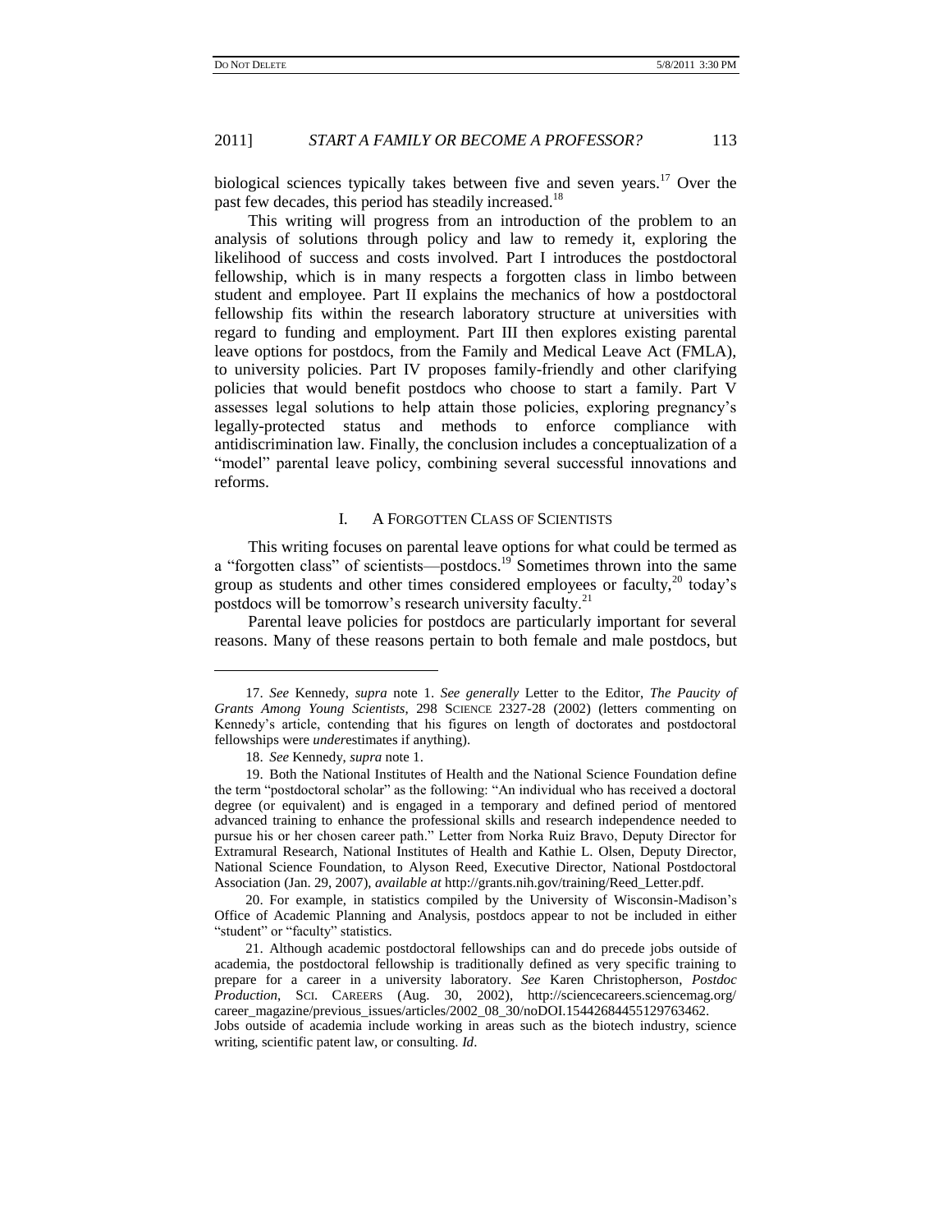biological sciences typically takes between five and seven years.[17] Over the past few decades, this period has steadily increased.[18]

This writing will progress from an introduction of the problem to an analysis of solutions through policy and law to remedy it, exploring the likelihood of success and costs involved. Part I introduces the postdoctoral fellowship, which is in many respects a forgotten class in limbo between student and employee. Part II explains the mechanics of how a postdoctoral fellowship fits within the research laboratory structure at universities with regard to funding and employment. Part III then explores existing parental leave options for postdocs, from the Family and Medical Leave Act (FMLA), to university policies. Part IV proposes family-friendly and other clarifying policies that would benefit postdocs who choose to start a family. Part V assesses legal solutions to help attain those policies, exploring pregnancy's legally-protected status and methods to enforce compliance with antidiscrimination law. Finally, the conclusion includes a conceptualization of a "model" parental leave policy, combining several successful innovations and reforms.

## I. A Forgotten Class of Scientists

This writing focuses on parental leave options for what could be termed as a "forgotten class" of scientists—postdocs.[19] Sometimes thrown into the same group as students and other times considered employees or faculty,[20] today's postdocs will be tomorrow's research university faculty.[21]

Parental leave policies for postdocs are particularly important for several reasons. Many of these reasons pertain to both female and male postdocs, but

---

17. *See* Kennedy, *supra* note 1. *See generally* Letter to the Editor, *The Paucity of Grants Among Young Scientists*, 298 SCIENCE 2327-28 (2002) (letters commenting on Kennedy's article, contending that his figures on length of doctorates and postdoctoral fellowships were *under*estimates if anything).

18. *See* Kennedy, *supra* note 1.

19. Both the National Institutes of Health and the National Science Foundation define the term "postdoctoral scholar" as the following: "An individual who has received a doctoral degree (or equivalent) and is engaged in a temporary and defined period of mentored advanced training to enhance the professional skills and research independence needed to pursue his or her chosen career path." Letter from Norka Ruiz Bravo, Deputy Director for Extramural Research, National Institutes of Health and Kathie L. Olsen, Deputy Director, National Science Foundation, to Alyson Reed, Executive Director, National Postdoctoral Association (Jan. 29, 2007), *available at* http://grants.nih.gov/training/Reed_Letter.pdf.

20. For example, in statistics compiled by the University of Wisconsin-Madison's Office of Academic Planning and Analysis, postdocs appear to not be included in either "student" or "faculty" statistics.

21. Although academic postdoctoral fellowships can and do precede jobs outside of academia, the postdoctoral fellowship is traditionally defined as very specific training to prepare for a career in a university laboratory. *See* Karen Christopherson, *Postdoc Production*, SCI. CAREERS (Aug. 30, 2002), http://sciencecareers.sciencemag.org/career_magazine/previous_issues/articles/2002_08_30/noDOI.15442684455129763462. Jobs outside of academia include working in areas such as the biotech industry, science writing, scientific patent law, or consulting. *Id*.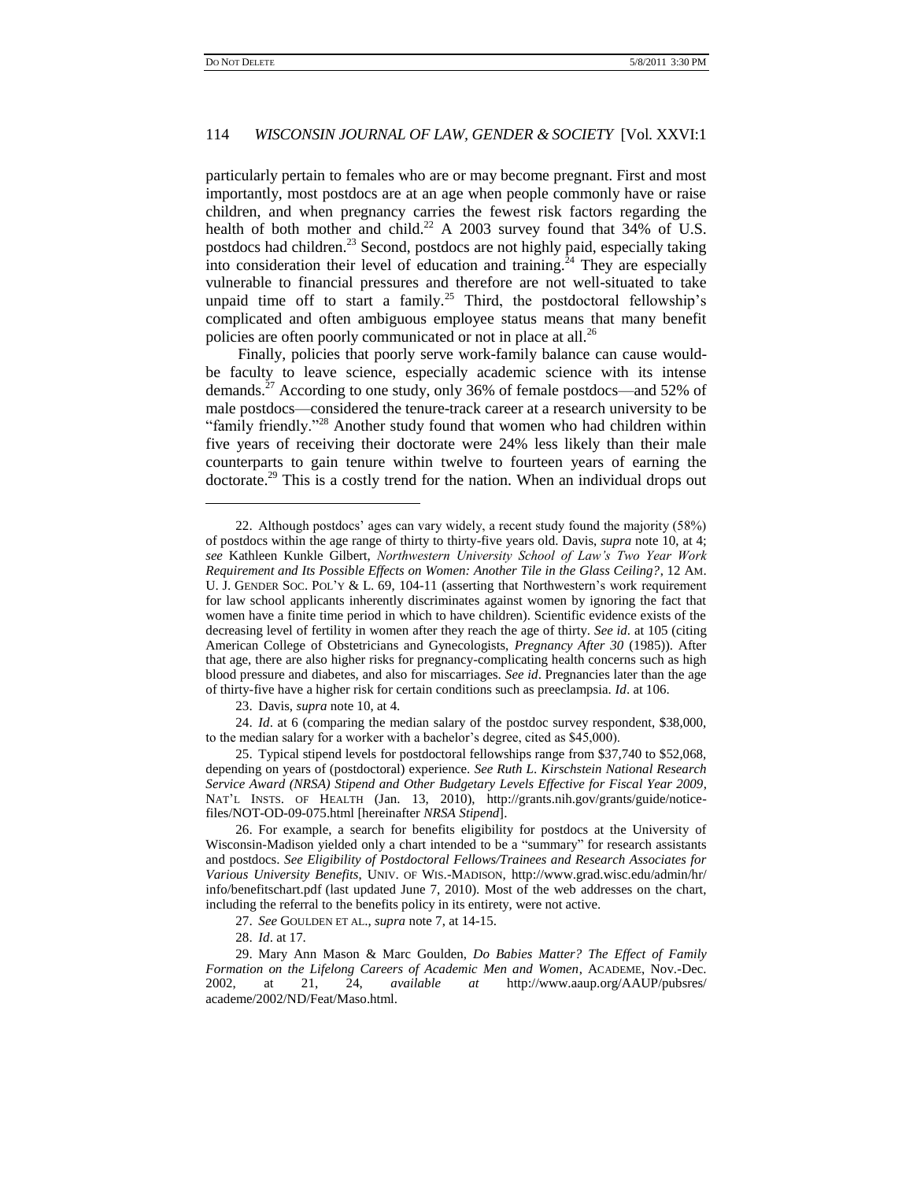particularly pertain to females who are or may become pregnant. First and most importantly, most postdocs are at an age when people commonly have or raise children, and when pregnancy carries the fewest risk factors regarding the health of both mother and child.[22] A 2003 survey found that 34% of U.S. postdocs had children.[23] Second, postdocs are not highly paid, especially taking into consideration their level of education and training.[24] They are especially vulnerable to financial pressures and therefore are not well-situated to take unpaid time off to start a family.[25] Third, the postdoctoral fellowship's complicated and often ambiguous employee status means that many benefit policies are often poorly communicated or not in place at all.[26]

Finally, policies that poorly serve work-family balance can cause would-be faculty to leave science, especially academic science with its intense demands.[27] According to one study, only 36% of female postdocs—and 52% of male postdocs—considered the tenure-track career at a research university to be "family friendly."[28] Another study found that women who had children within five years of receiving their doctorate were 24% less likely than their male counterparts to gain tenure within twelve to fourteen years of earning the doctorate.[29] This is a costly trend for the nation. When an individual drops out

---

22. Although postdocs' ages can vary widely, a recent study found the majority (58%) of postdocs within the age range of thirty to thirty-five years old. Davis, *supra* note 10, at 4; *see* Kathleen Kunkle Gilbert, *Northwestern University School of Law's Two Year Work Requirement and Its Possible Effects on Women: Another Tile in the Glass Ceiling?*, 12 AM. U. J. GENDER SOC. POL'Y & L. 69, 104-11 (asserting that Northwestern's work requirement for law school applicants inherently discriminates against women by ignoring the fact that women have a finite time period in which to have children). Scientific evidence exists of the decreasing level of fertility in women after they reach the age of thirty. *See id*. at 105 (citing American College of Obstetricians and Gynecologists, *Pregnancy After 30* (1985)). After that age, there are also higher risks for pregnancy-complicating health concerns such as high blood pressure and diabetes, and also for miscarriages. *See id*. Pregnancies later than the age of thirty-five have a higher risk for certain conditions such as preeclampsia. *Id*. at 106.

23. Davis, *supra* note 10, at 4.

24. *Id*. at 6 (comparing the median salary of the postdoc survey respondent, $38,000, to the median salary for a worker with a bachelor's degree, cited as $45,000).

25. Typical stipend levels for postdoctoral fellowships range from $37,740 to $52,068, depending on years of (postdoctoral) experience. *See Ruth L. Kirschstein National Research Service Award (NRSA) Stipend and Other Budgetary Levels Effective for Fiscal Year 2009*, NAT'L INSTS. OF HEALTH (Jan. 13, 2010), http://grants.nih.gov/grants/guide/notice-files/NOT-OD-09-075.html [hereinafter *NRSA Stipend*].

26. For example, a search for benefits eligibility for postdocs at the University of Wisconsin-Madison yielded only a chart intended to be a "summary" for research assistants and postdocs. *See Eligibility of Postdoctoral Fellows/Trainees and Research Associates for Various University Benefits*, UNIV. OF WIS.-MADISON, http://www.grad.wisc.edu/admin/hr/info/benefitschart.pdf (last updated June 7, 2010). Most of the web addresses on the chart, including the referral to the benefits policy in its entirety, were not active.

27. *See* GOULDEN ET AL., *supra* note 7, at 14-15.

28. *Id*. at 17.

29. Mary Ann Mason & Marc Goulden, *Do Babies Matter? The Effect of Family Formation on the Lifelong Careers of Academic Men and Women*, ACADEME, Nov.-Dec. 2002, at 21, 24, *available at* http://www.aaup.org/AAUP/pubsres/academe/2002/ND/Feat/Maso.html.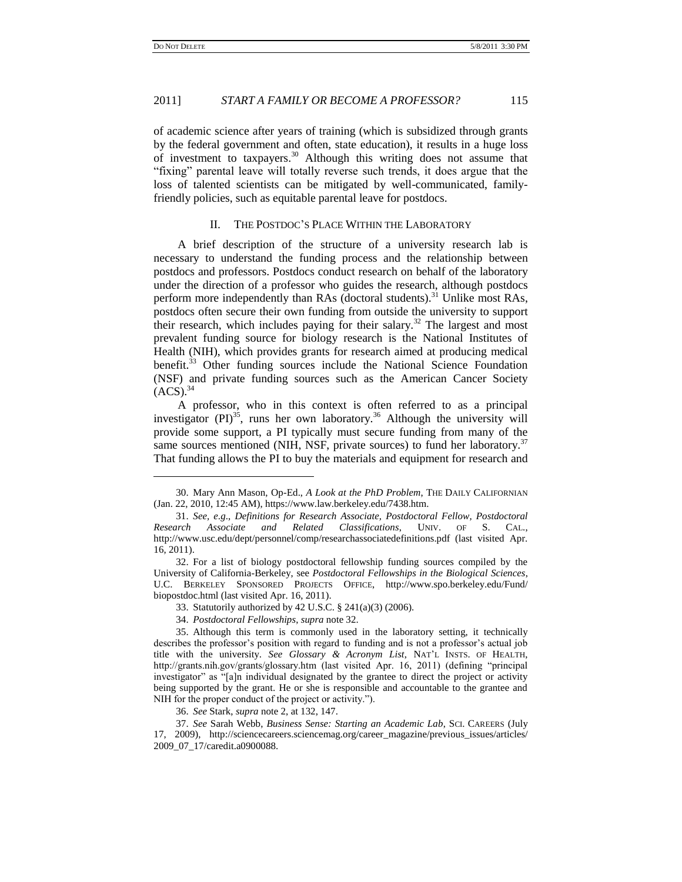of academic science after years of training (which is subsidized through grants by the federal government and often, state education), it results in a huge loss of investment to taxpayers.[30] Although this writing does not assume that "fixing" parental leave will totally reverse such trends, it does argue that the loss of talented scientists can be mitigated by well-communicated, family-friendly policies, such as equitable parental leave for postdocs.

## II. The Postdoc's Place Within the Laboratory

A brief description of the structure of a university research lab is necessary to understand the funding process and the relationship between postdocs and professors. Postdocs conduct research on behalf of the laboratory under the direction of a professor who guides the research, although postdocs perform more independently than RAs (doctoral students).[31] Unlike most RAs, postdocs often secure their own funding from outside the university to support their research, which includes paying for their salary.[32] The largest and most prevalent funding source for biology research is the National Institutes of Health (NIH), which provides grants for research aimed at producing medical benefit.[33] Other funding sources include the National Science Foundation (NSF) and private funding sources such as the American Cancer Society (ACS).[34]

A professor, who in this context is often referred to as a principal investigator (PI)[35], runs her own laboratory.[36] Although the university will provide some support, a PI typically must secure funding from many of the same sources mentioned (NIH, NSF, private sources) to fund her laboratory.[37] That funding allows the PI to buy the materials and equipment for research and

---

30. Mary Ann Mason, Op-Ed., *A Look at the PhD Problem*, The Daily Californian (Jan. 22, 2010, 12:45 AM), https://www.law.berkeley.edu/7438.htm.

31. *See, e.g.*, *Definitions for Research Associate, Postdoctoral Fellow, Postdoctoral Research Associate and Related Classifications*, Univ. of S. Cal., http://www.usc.edu/dept/personnel/comp/researchassociatedefinitions.pdf (last visited Apr. 16, 2011).

32. For a list of biology postdoctoral fellowship funding sources compiled by the University of California-Berkeley, see *Postdoctoral Fellowships in the Biological Sciences*, U.C. Berkeley Sponsored Projects Office, http://www.spo.berkeley.edu/Fund/biopostdoc.html (last visited Apr. 16, 2011).

33. Statutorily authorized by 42 U.S.C. § 241(a)(3) (2006).

34. *Postdoctoral Fellowships*, *supra* note 32.

35. Although this term is commonly used in the laboratory setting, it technically describes the professor's position with regard to funding and is not a professor's actual job title with the university. *See Glossary & Acronym List*, Nat'l Insts. of Health, http://grants.nih.gov/grants/glossary.htm (last visited Apr. 16, 2011) (defining "principal investigator" as "[a]n individual designated by the grantee to direct the project or activity being supported by the grant. He or she is responsible and accountable to the grantee and NIH for the proper conduct of the project or activity.").

36. *See* Stark, *supra* note 2, at 132, 147.

37. *See* Sarah Webb, *Business Sense: Starting an Academic Lab*, Sci. Careers (July 17, 2009), http://sciencecareers.sciencemag.org/career_magazine/previous_issues/articles/2009_07_17/caredit.a0900088.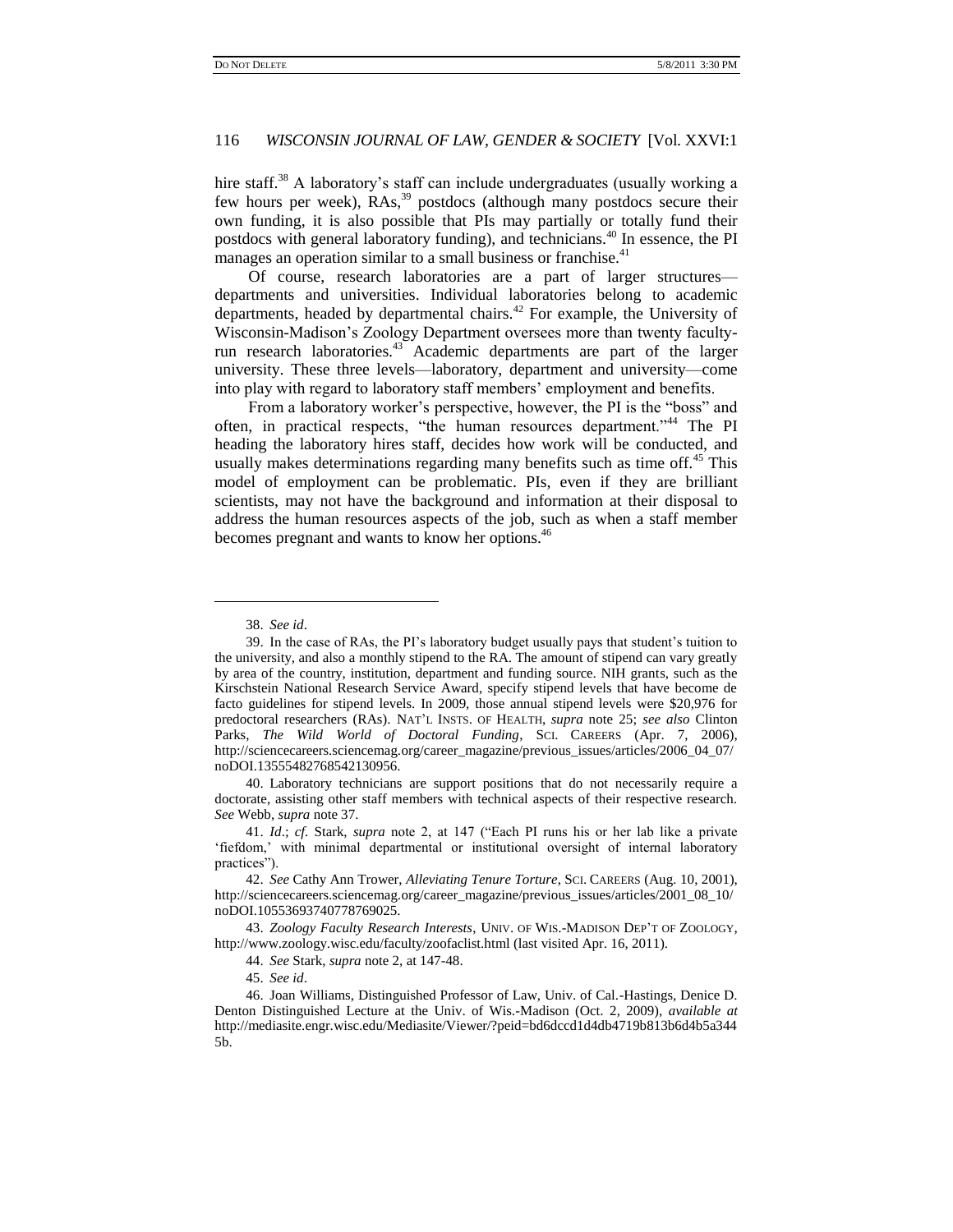hire staff.[38] A laboratory's staff can include undergraduates (usually working a few hours per week), RAs,[39] postdocs (although many postdocs secure their own funding, it is also possible that PIs may partially or totally fund their postdocs with general laboratory funding), and technicians.[40] In essence, the PI manages an operation similar to a small business or franchise.[41]

Of course, research laboratories are a part of larger structures—departments and universities. Individual laboratories belong to academic departments, headed by departmental chairs.[42] For example, the University of Wisconsin-Madison's Zoology Department oversees more than twenty faculty-run research laboratories.[43] Academic departments are part of the larger university. These three levels—laboratory, department and university—come into play with regard to laboratory staff members' employment and benefits.

From a laboratory worker's perspective, however, the PI is the "boss" and often, in practical respects, "the human resources department."[44] The PI heading the laboratory hires staff, decides how work will be conducted, and usually makes determinations regarding many benefits such as time off.[45] This model of employment can be problematic. PIs, even if they are brilliant scientists, may not have the background and information at their disposal to address the human resources aspects of the job, such as when a staff member becomes pregnant and wants to know her options.[46]

---

38. *See id*.

39. In the case of RAs, the PI's laboratory budget usually pays that student's tuition to the university, and also a monthly stipend to the RA. The amount of stipend can vary greatly by area of the country, institution, department and funding source. NIH grants, such as the Kirschstein National Research Service Award, specify stipend levels that have become de facto guidelines for stipend levels. In 2009, those annual stipend levels were $20,976 for predoctoral researchers (RAs). NAT'L INSTS. OF HEALTH, *supra* note 25; *see also* Clinton Parks, *The Wild World of Doctoral Funding*, SCI. CAREERS (Apr. 7, 2006), http://sciencecareers.sciencemag.org/career_magazine/previous_issues/articles/2006_04_07/noDOI.13555482768542130956.

40. Laboratory technicians are support positions that do not necessarily require a doctorate, assisting other staff members with technical aspects of their respective research. *See* Webb, *supra* note 37.

41. *Id*.; *cf*. Stark, *supra* note 2, at 147 ("Each PI runs his or her lab like a private 'fiefdom,' with minimal departmental or institutional oversight of internal laboratory practices").

42. *See* Cathy Ann Trower, *Alleviating Tenure Torture*, SCI. CAREERS (Aug. 10, 2001), http://sciencecareers.sciencemag.org/career_magazine/previous_issues/articles/2001_08_10/noDOI.10553693740778769025.

43. *Zoology Faculty Research Interests*, UNIV. OF WIS.-MADISON DEP'T OF ZOOLOGY, http://www.zoology.wisc.edu/faculty/zoofaclist.html (last visited Apr. 16, 2011).

44. *See* Stark, *supra* note 2, at 147-48.

45. *See id*.

46. Joan Williams, Distinguished Professor of Law, Univ. of Cal.-Hastings, Denice D. Denton Distinguished Lecture at the Univ. of Wis.-Madison (Oct. 2, 2009), *available at* http://mediasite.engr.wisc.edu/Mediasite/Viewer/?peid=bd6dccd1d4db4719b813b6d4b5a3445b.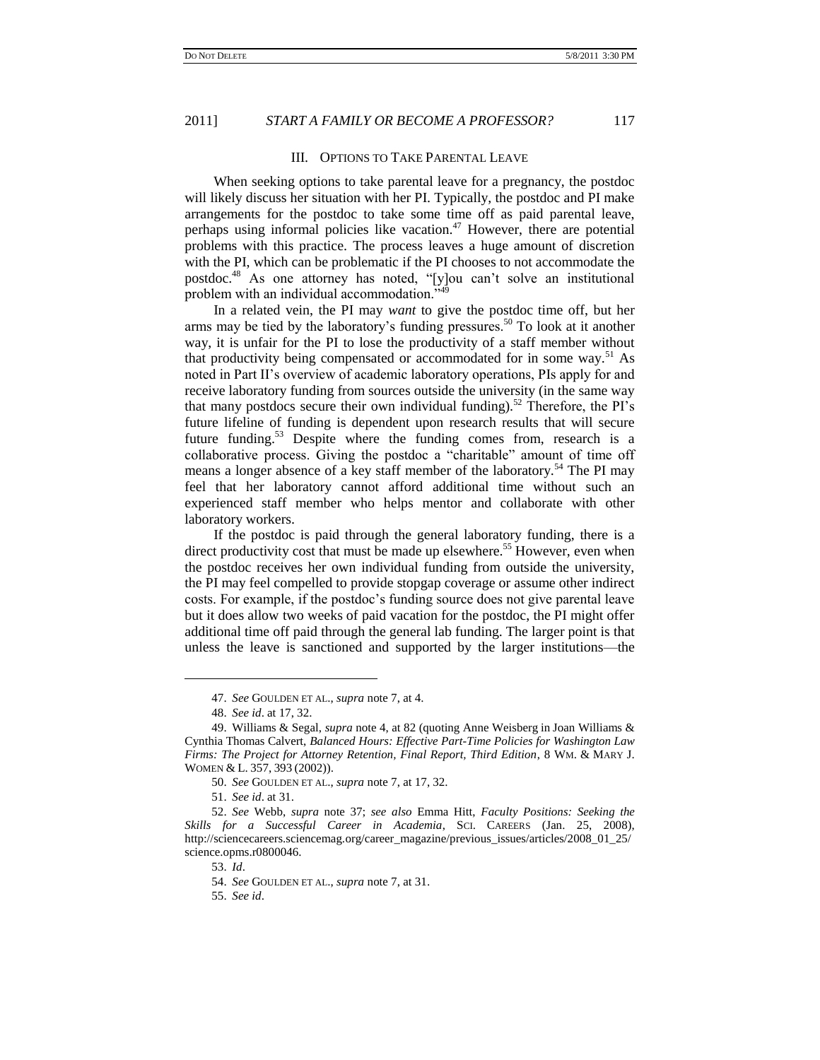## III. Options to Take Parental Leave

When seeking options to take parental leave for a pregnancy, the postdoc will likely discuss her situation with her PI. Typically, the postdoc and PI make arrangements for the postdoc to take some time off as paid parental leave, perhaps using informal policies like vacation.[47] However, there are potential problems with this practice. The process leaves a huge amount of discretion with the PI, which can be problematic if the PI chooses to not accommodate the postdoc.[48] As one attorney has noted, "[y]ou can't solve an institutional problem with an individual accommodation."[49]

In a related vein, the PI may *want* to give the postdoc time off, but her arms may be tied by the laboratory's funding pressures.[50] To look at it another way, it is unfair for the PI to lose the productivity of a staff member without that productivity being compensated or accommodated for in some way.[51] As noted in Part II's overview of academic laboratory operations, PIs apply for and receive laboratory funding from sources outside the university (in the same way that many postdocs secure their own individual funding).[52] Therefore, the PI's future lifeline of funding is dependent upon research results that will secure future funding.[53] Despite where the funding comes from, research is a collaborative process. Giving the postdoc a "charitable" amount of time off means a longer absence of a key staff member of the laboratory.[54] The PI may feel that her laboratory cannot afford additional time without such an experienced staff member who helps mentor and collaborate with other laboratory workers.

If the postdoc is paid through the general laboratory funding, there is a direct productivity cost that must be made up elsewhere.[55] However, even when the postdoc receives her own individual funding from outside the university, the PI may feel compelled to provide stopgap coverage or assume other indirect costs. For example, if the postdoc's funding source does not give parental leave but it does allow two weeks of paid vacation for the postdoc, the PI might offer additional time off paid through the general lab funding. The larger point is that unless the leave is sanctioned and supported by the larger institutions—the

---

47. *See* GOULDEN ET AL., *supra* note 7, at 4.

48. *See id*. at 17, 32.

49. Williams & Segal, *supra* note 4, at 82 (quoting Anne Weisberg in Joan Williams & Cynthia Thomas Calvert, *Balanced Hours: Effective Part-Time Policies for Washington Law Firms: The Project for Attorney Retention, Final Report, Third Edition*, 8 WM. & MARY J. WOMEN & L. 357, 393 (2002)).

50. *See* GOULDEN ET AL., *supra* note 7, at 17, 32.

51. *See id*. at 31.

52. *See* Webb, *supra* note 37; *see also* Emma Hitt, *Faculty Positions: Seeking the Skills for a Successful Career in Academia*, SCI. CAREERS (Jan. 25, 2008), http://sciencecareers.sciencemag.org/career_magazine/previous_issues/articles/2008_01_25/science.opms.r0800046.

53. *Id*.

54. *See* GOULDEN ET AL., *supra* note 7, at 31.

55. *See id*.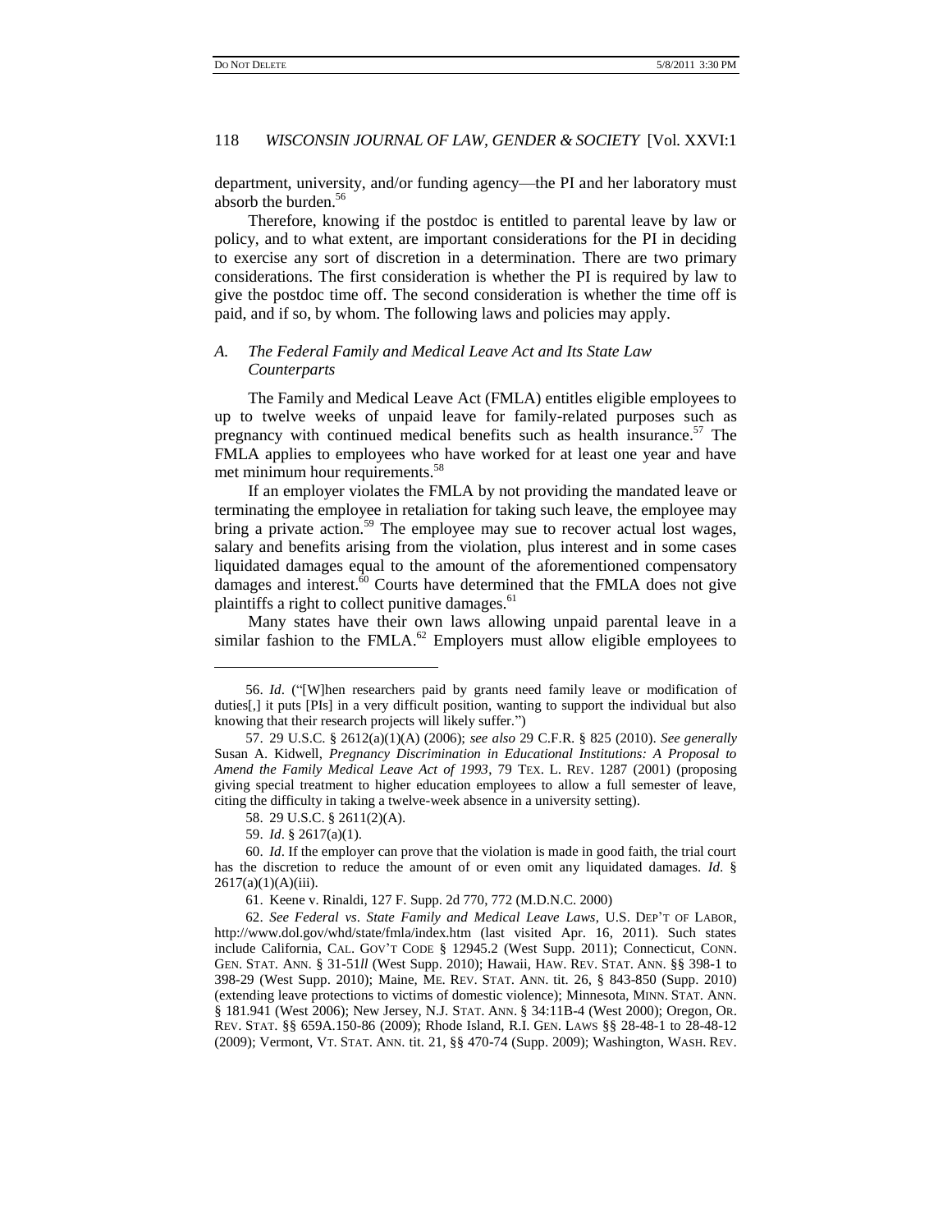department, university, and/or funding agency—the PI and her laboratory must absorb the burden.[56]

Therefore, knowing if the postdoc is entitled to parental leave by law or policy, and to what extent, are important considerations for the PI in deciding to exercise any sort of discretion in a determination. There are two primary considerations. The first consideration is whether the PI is required by law to give the postdoc time off. The second consideration is whether the time off is paid, and if so, by whom. The following laws and policies may apply.

### A. *The Federal Family and Medical Leave Act and Its State Law Counterparts*

The Family and Medical Leave Act (FMLA) entitles eligible employees to up to twelve weeks of unpaid leave for family-related purposes such as pregnancy with continued medical benefits such as health insurance.[57] The FMLA applies to employees who have worked for at least one year and have met minimum hour requirements.[58]

If an employer violates the FMLA by not providing the mandated leave or terminating the employee in retaliation for taking such leave, the employee may bring a private action.[59] The employee may sue to recover actual lost wages, salary and benefits arising from the violation, plus interest and in some cases liquidated damages equal to the amount of the aforementioned compensatory damages and interest.[60] Courts have determined that the FMLA does not give plaintiffs a right to collect punitive damages.[61]

Many states have their own laws allowing unpaid parental leave in a similar fashion to the FMLA.[62] Employers must allow eligible employees to

---

56. *Id*. ("[W]hen researchers paid by grants need family leave or modification of duties[,] it puts [PIs] in a very difficult position, wanting to support the individual but also knowing that their research projects will likely suffer.")

57. 29 U.S.C. § 2612(a)(1)(A) (2006); *see also* 29 C.F.R. § 825 (2010). *See generally* Susan A. Kidwell, *Pregnancy Discrimination in Educational Institutions: A Proposal to Amend the Family Medical Leave Act of 1993*, 79 TEX. L. REV. 1287 (2001) (proposing giving special treatment to higher education employees to allow a full semester of leave, citing the difficulty in taking a twelve-week absence in a university setting).

58. 29 U.S.C. § 2611(2)(A).

59. *Id*. § 2617(a)(1).

60. *Id*. If the employer can prove that the violation is made in good faith, the trial court has the discretion to reduce the amount of or even omit any liquidated damages. *Id*. § 2617(a)(1)(A)(iii).

61. Keene v. Rinaldi, 127 F. Supp. 2d 770, 772 (M.D.N.C. 2000)

62. *See Federal vs. State Family and Medical Leave Laws*, U.S. DEP'T OF LABOR, http://www.dol.gov/whd/state/fmla/index.htm (last visited Apr. 16, 2011). Such states include California, CAL. GOV'T CODE § 12945.2 (West Supp. 2011); Connecticut, CONN. GEN. STAT. ANN. § 31-51*ll* (West Supp. 2010); Hawaii, HAW. REV. STAT. ANN. §§ 398-1 to 398-29 (West Supp. 2010); Maine, ME. REV. STAT. ANN. tit. 26, § 843-850 (Supp. 2010) (extending leave protections to victims of domestic violence); Minnesota, MINN. STAT. ANN. § 181.941 (West 2006); New Jersey, N.J. STAT. ANN. § 34:11B-4 (West 2000); Oregon, OR. REV. STAT. §§ 659A.150-86 (2009); Rhode Island, R.I. GEN. LAWS §§ 28-48-1 to 28-48-12 (2009); Vermont, VT. STAT. ANN. tit. 21, §§ 470-74 (Supp. 2009); Washington, WASH. REV.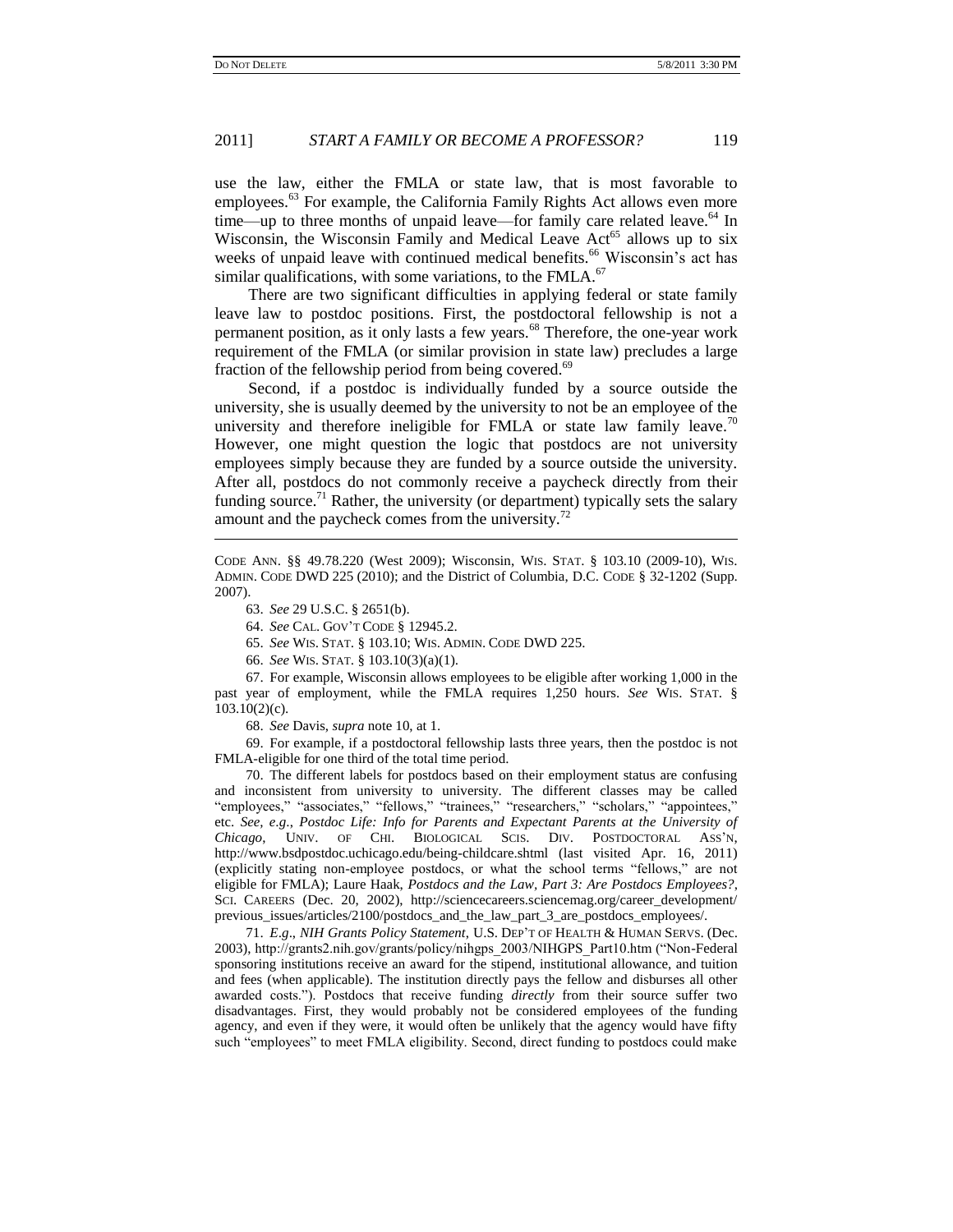use the law, either the FMLA or state law, that is most favorable to employees.[63] For example, the California Family Rights Act allows even more time—up to three months of unpaid leave—for family care related leave.[64] In Wisconsin, the Wisconsin Family and Medical Leave Act[65] allows up to six weeks of unpaid leave with continued medical benefits.[66] Wisconsin's act has similar qualifications, with some variations, to the FMLA.[67]

There are two significant difficulties in applying federal or state family leave law to postdoc positions. First, the postdoctoral fellowship is not a permanent position, as it only lasts a few years.[68] Therefore, the one-year work requirement of the FMLA (or similar provision in state law) precludes a large fraction of the fellowship period from being covered.[69]

Second, if a postdoc is individually funded by a source outside the university, she is usually deemed by the university to not be an employee of the university and therefore ineligible for FMLA or state law family leave.[70] However, one might question the logic that postdocs are not university employees simply because they are funded by a source outside the university. After all, postdocs do not commonly receive a paycheck directly from their funding source.[71] Rather, the university (or department) typically sets the salary amount and the paycheck comes from the university.[72]

---

CODE ANN. §§ 49.78.220 (West 2009); Wisconsin, WIS. STAT. § 103.10 (2009-10), WIS. ADMIN. CODE DWD 225 (2010); and the District of Columbia, D.C. CODE § 32-1202 (Supp. 2007).

63. *See* 29 U.S.C. § 2651(b).

64. *See* CAL. GOV'T CODE § 12945.2.

65. *See* WIS. STAT. § 103.10; WIS. ADMIN. CODE DWD 225.

66. *See* WIS. STAT. § 103.10(3)(a)(1).

67. For example, Wisconsin allows employees to be eligible after working 1,000 in the past year of employment, while the FMLA requires 1,250 hours. *See* WIS. STAT. § 103.10(2)(c).

68. *See* Davis, *supra* note 10, at 1.

69. For example, if a postdoctoral fellowship lasts three years, then the postdoc is not FMLA-eligible for one third of the total time period.

70. The different labels for postdocs based on their employment status are confusing and inconsistent from university to university. The different classes may be called "employees," "associates," "fellows," "trainees," "researchers," "scholars," "appointees," etc. *See, e.g.*, *Postdoc Life: Info for Parents and Expectant Parents at the University of Chicago*, UNIV. OF CHI. BIOLOGICAL SCIS. DIV. POSTDOCTORAL ASS'N, http://www.bsdpostdoc.uchicago.edu/being-childcare.shtml (last visited Apr. 16, 2011) (explicitly stating non-employee postdocs, or what the school terms "fellows," are not eligible for FMLA); Laure Haak, *Postdocs and the Law, Part 3: Are Postdocs Employees?*, SCI. CAREERS (Dec. 20, 2002), http://sciencecareers.sciencemag.org/career_development/previous_issues/articles/2100/postdocs_and_the_law_part_3_are_postdocs_employees/.

71. *E.g*., *NIH Grants Policy Statement*, U.S. DEP'T OF HEALTH & HUMAN SERVS. (Dec. 2003), http://grants2.nih.gov/grants/policy/nihgps_2003/NIHGPS_Part10.htm ("Non-Federal sponsoring institutions receive an award for the stipend, institutional allowance, and tuition and fees (when applicable). The institution directly pays the fellow and disburses all other awarded costs."). Postdocs that receive funding *directly* from their source suffer two disadvantages. First, they would probably not be considered employees of the funding agency, and even if they were, it would often be unlikely that the agency would have fifty such "employees" to meet FMLA eligibility. Second, direct funding to postdocs could make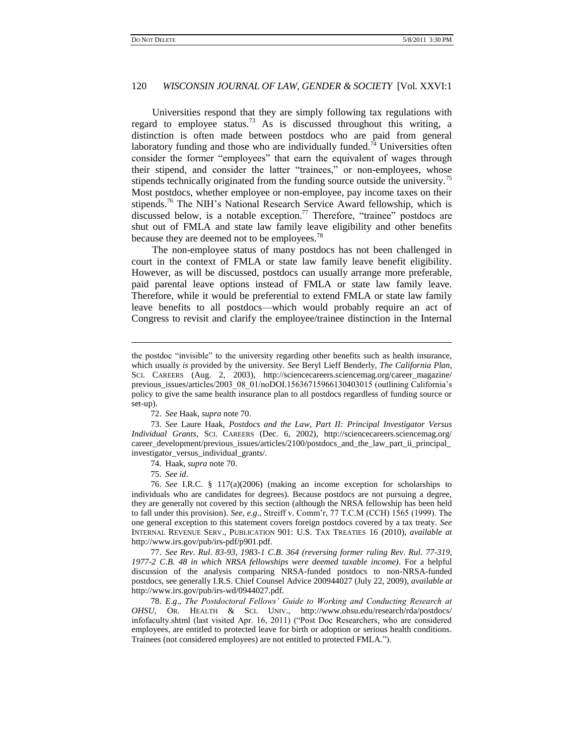Universities respond that they are simply following tax regulations with regard to employee status.[73] As is discussed throughout this writing, a distinction is often made between postdocs who are paid from general laboratory funding and those who are individually funded.[74] Universities often consider the former "employees" that earn the equivalent of wages through their stipend, and consider the latter "trainees," or non-employees, whose stipends technically originated from the funding source outside the university.[75] Most postdocs, whether employee or non-employee, pay income taxes on their stipends.[76] The NIH's National Research Service Award fellowship, which is discussed below, is a notable exception.[77] Therefore, "trainee" postdocs are shut out of FMLA and state law family leave eligibility and other benefits because they are deemed not to be employees.[78]

The non-employee status of many postdocs has not been challenged in court in the context of FMLA or state law family leave benefit eligibility. However, as will be discussed, postdocs can usually arrange more preferable, paid parental leave options instead of FMLA or state law family leave. Therefore, while it would be preferential to extend FMLA or state law family leave benefits to all postdocs—which would probably require an act of Congress to revisit and clarify the employee/trainee distinction in the Internal

---

the postdoc "invisible" to the university regarding other benefits such as health insurance, which usually *is* provided by the university. *See* Beryl Lieff Benderly, *The California Plan*, SCI. CAREERS (Aug. 2, 2003), http://sciencecareers.sciencemag.org/career_magazine/previous_issues/articles/2003_08_01/noDOI.15636715966130403015 (outlining California's policy to give the same health insurance plan to all postdocs regardless of funding source or set-up).

72. *See* Haak, *supra* note 70.

73. *See* Laure Haak, *Postdocs and the Law, Part II: Principal Investigator Versus Individual Grants*, SCI. CAREERS (Dec. 6, 2002), http://sciencecareers.sciencemag.org/career_development/previous_issues/articles/2100/postdocs_and_the_law_part_ii_principal_investigator_versus_individual_grants/.

74. Haak, *supra* note 70.

75. *See id*.

76. *See* I.R.C. § 117(a)(2006) (making an income exception for scholarships to individuals who are candidates for degrees). Because postdocs are not pursuing a degree, they are generally not covered by this section (although the NRSA fellowship has been held to fall under this provision). *See, e.g*., Streiff v. Comm'r, 77 T.C.M (CCH) 1565 (1999). The one general exception to this statement covers foreign postdocs covered by a tax treaty. *See* INTERNAL REVENUE SERV., PUBLICATION 901: U.S. TAX TREATIES 16 (2010), *available at* http://www.irs.gov/pub/irs-pdf/p901.pdf.

77. *See Rev. Rul. 83-93, 1983-1 C.B. 364 (reversing former ruling Rev. Rul. 77-319, 1977-2 C.B. 48 in which NRSA fellowships were deemed taxable income)*. For a helpful discussion of the analysis comparing NRSA-funded postdocs to non-NRSA-funded postdocs, see generally I.R.S. Chief Counsel Advice 200944027 (July 22, 2009), *available at* http://www.irs.gov/pub/irs-wd/0944027.pdf.

78. *E.g*., *The Postdoctoral Fellows' Guide to Working and Conducting Research at OHSU*, OR. HEALTH & SCI. UNIV., http://www.ohsu.edu/research/rda/postdocs/infofaculty.shtml (last visited Apr. 16, 2011) ("Post Doc Researchers, who are considered employees, are entitled to protected leave for birth or adoption or serious health conditions. Trainees (not considered employees) are not entitled to protected FMLA.").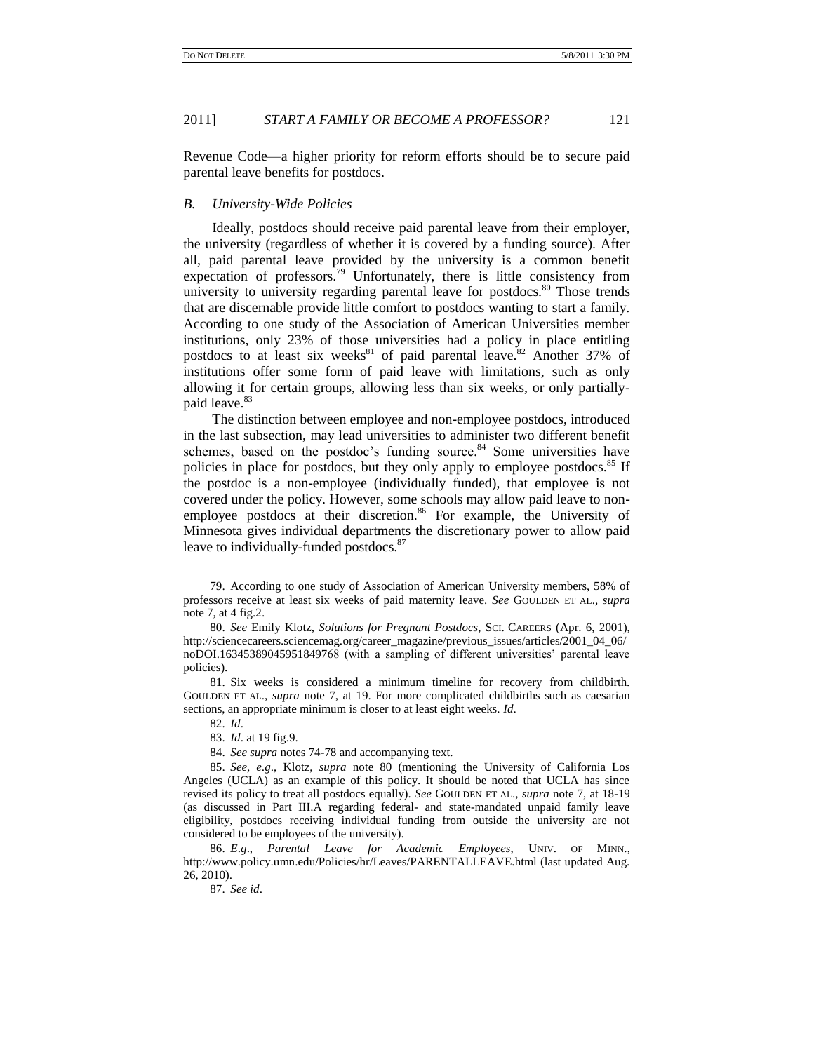Revenue Code—a higher priority for reform efforts should be to secure paid parental leave benefits for postdocs.

### *B. University-Wide Policies*

Ideally, postdocs should receive paid parental leave from their employer, the university (regardless of whether it is covered by a funding source). After all, paid parental leave provided by the university is a common benefit expectation of professors.[79] Unfortunately, there is little consistency from university to university regarding parental leave for postdocs.[80] Those trends that are discernable provide little comfort to postdocs wanting to start a family. According to one study of the Association of American Universities member institutions, only 23% of those universities had a policy in place entitling postdocs to at least six weeks[81] of paid parental leave.[82] Another 37% of institutions offer some form of paid leave with limitations, such as only allowing it for certain groups, allowing less than six weeks, or only partially-paid leave.[83]

The distinction between employee and non-employee postdocs, introduced in the last subsection, may lead universities to administer two different benefit schemes, based on the postdoc's funding source.[84] Some universities have policies in place for postdocs, but they only apply to employee postdocs.[85] If the postdoc is a non-employee (individually funded), that employee is not covered under the policy. However, some schools may allow paid leave to non-employee postdocs at their discretion.[86] For example, the University of Minnesota gives individual departments the discretionary power to allow paid leave to individually-funded postdocs.[87]

---

79. According to one study of Association of American University members, 58% of professors receive at least six weeks of paid maternity leave. *See* GOULDEN ET AL., *supra* note 7, at 4 fig.2.

80. *See* Emily Klotz, *Solutions for Pregnant Postdocs*, SCI. CAREERS (Apr. 6, 2001), http://sciencecareers.sciencemag.org/career_magazine/previous_issues/articles/2001_04_06/noDOI.16345389045951849768 (with a sampling of different universities' parental leave policies).

81. Six weeks is considered a minimum timeline for recovery from childbirth. GOULDEN ET AL., *supra* note 7, at 19. For more complicated childbirths such as caesarian sections, an appropriate minimum is closer to at least eight weeks. *Id.*

82. *Id*.

83. *Id*. at 19 fig.9.

84. *See supra* notes 74-78 and accompanying text.

85. *See, e.g.*, Klotz, *supra* note 80 (mentioning the University of California Los Angeles (UCLA) as an example of this policy. It should be noted that UCLA has since revised its policy to treat all postdocs equally). *See* GOULDEN ET AL., *supra* note 7, at 18-19 (as discussed in Part III.A regarding federal- and state-mandated unpaid family leave eligibility, postdocs receiving individual funding from outside the university are not considered to be employees of the university).

86. *E.g.*, *Parental Leave for Academic Employees*, UNIV. OF MINN., http://www.policy.umn.edu/Policies/hr/Leaves/PARENTALLEAVE.html (last updated Aug. 26, 2010).

87. *See id*.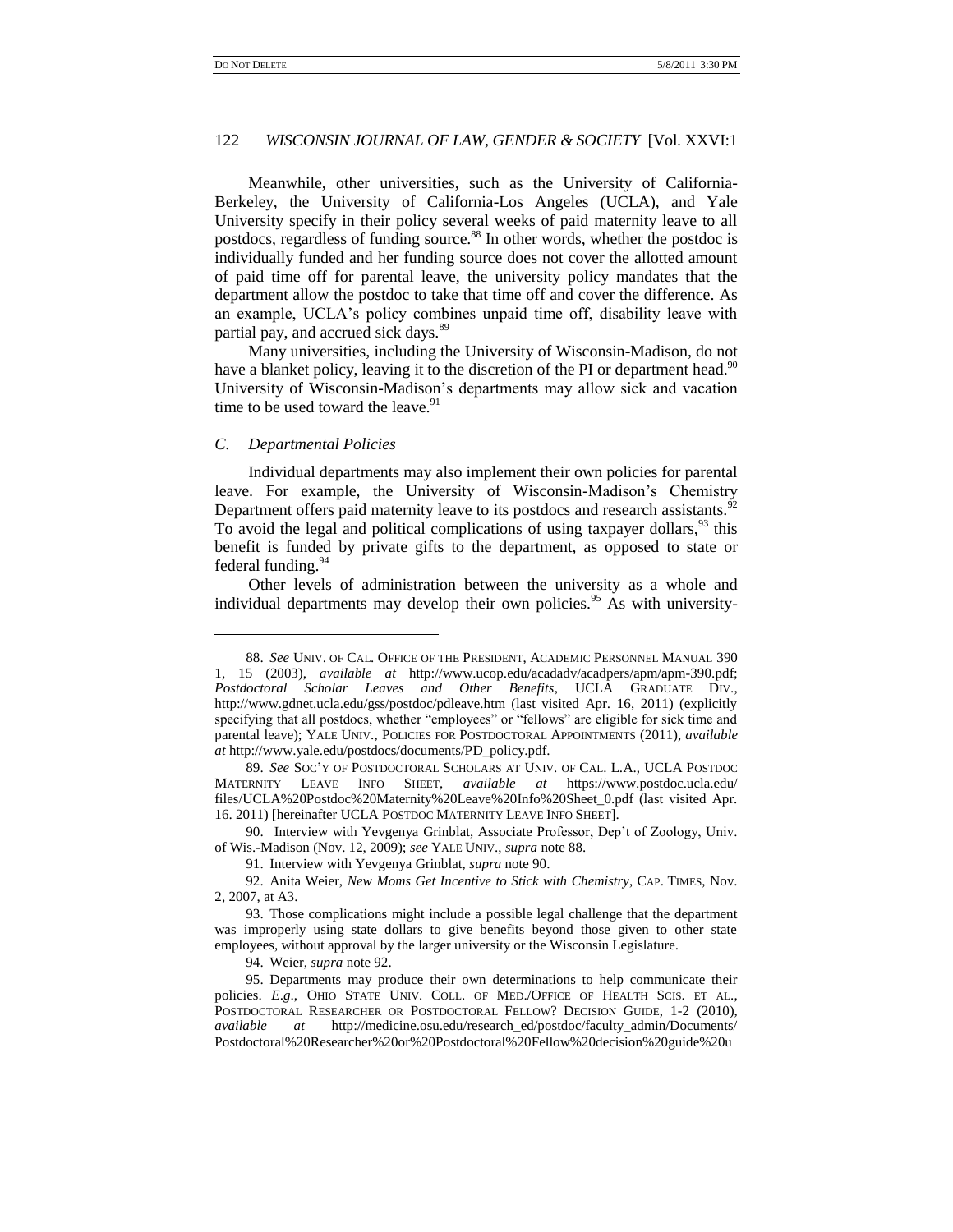Meanwhile, other universities, such as the University of California-Berkeley, the University of California-Los Angeles (UCLA), and Yale University specify in their policy several weeks of paid maternity leave to all postdocs, regardless of funding source.[88] In other words, whether the postdoc is individually funded and her funding source does not cover the allotted amount of paid time off for parental leave, the university policy mandates that the department allow the postdoc to take that time off and cover the difference. As an example, UCLA's policy combines unpaid time off, disability leave with partial pay, and accrued sick days.[89]

Many universities, including the University of Wisconsin-Madison, do not have a blanket policy, leaving it to the discretion of the PI or department head.[90] University of Wisconsin-Madison's departments may allow sick and vacation time to be used toward the leave.[91]

### *C. Departmental Policies*

Individual departments may also implement their own policies for parental leave. For example, the University of Wisconsin-Madison's Chemistry Department offers paid maternity leave to its postdocs and research assistants.[92] To avoid the legal and political complications of using taxpayer dollars,[93] this benefit is funded by private gifts to the department, as opposed to state or federal funding.[94]

Other levels of administration between the university as a whole and individual departments may develop their own policies.[95] As with university-

---

88. *See* UNIV. OF CAL. OFFICE OF THE PRESIDENT, ACADEMIC PERSONNEL MANUAL 390 1, 15 (2003), *available at* http://www.ucop.edu/acadadv/acadpers/apm/apm-390.pdf; *Postdoctoral Scholar Leaves and Other Benefits*, UCLA GRADUATE DIV., http://www.gdnet.ucla.edu/gss/postdoc/pdleave.htm (last visited Apr. 16, 2011) (explicitly specifying that all postdocs, whether "employees" or "fellows" are eligible for sick time and parental leave); YALE UNIV., POLICIES FOR POSTDOCTORAL APPOINTMENTS (2011), *available at* http://www.yale.edu/postdocs/documents/PD_policy.pdf.

89. *See* SOC'Y OF POSTDOCTORAL SCHOLARS AT UNIV. OF CAL. L.A., UCLA POSTDOC MATERNITY LEAVE INFO SHEET, *available at* https://www.postdoc.ucla.edu/files/UCLA%20Postdoc%20Maternity%20Leave%20Info%20Sheet_0.pdf (last visited Apr. 16. 2011) [hereinafter UCLA POSTDOC MATERNITY LEAVE INFO SHEET].

90. Interview with Yevgenya Grinblat, Associate Professor, Dep't of Zoology, Univ. of Wis.-Madison (Nov. 12, 2009); *see* YALE UNIV., *supra* note 88.

91. Interview with Yevgenya Grinblat, *supra* note 90.

92. Anita Weier, *New Moms Get Incentive to Stick with Chemistry*, CAP. TIMES, Nov. 2, 2007, at A3.

93. Those complications might include a possible legal challenge that the department was improperly using state dollars to give benefits beyond those given to other state employees, without approval by the larger university or the Wisconsin Legislature.

94. Weier, *supra* note 92.

95. Departments may produce their own determinations to help communicate their policies. *E.g.*, OHIO STATE UNIV. COLL. OF MED./OFFICE OF HEALTH SCIS. ET AL., POSTDOCTORAL RESEARCHER OR POSTDOCTORAL FELLOW? DECISION GUIDE, 1-2 (2010), *available at* http://medicine.osu.edu/research_ed/postdoc/faculty_admin/Documents/Postdoctoral%20Researcher%20or%20Postdoctoral%20Fellow%20decision%20guide%20u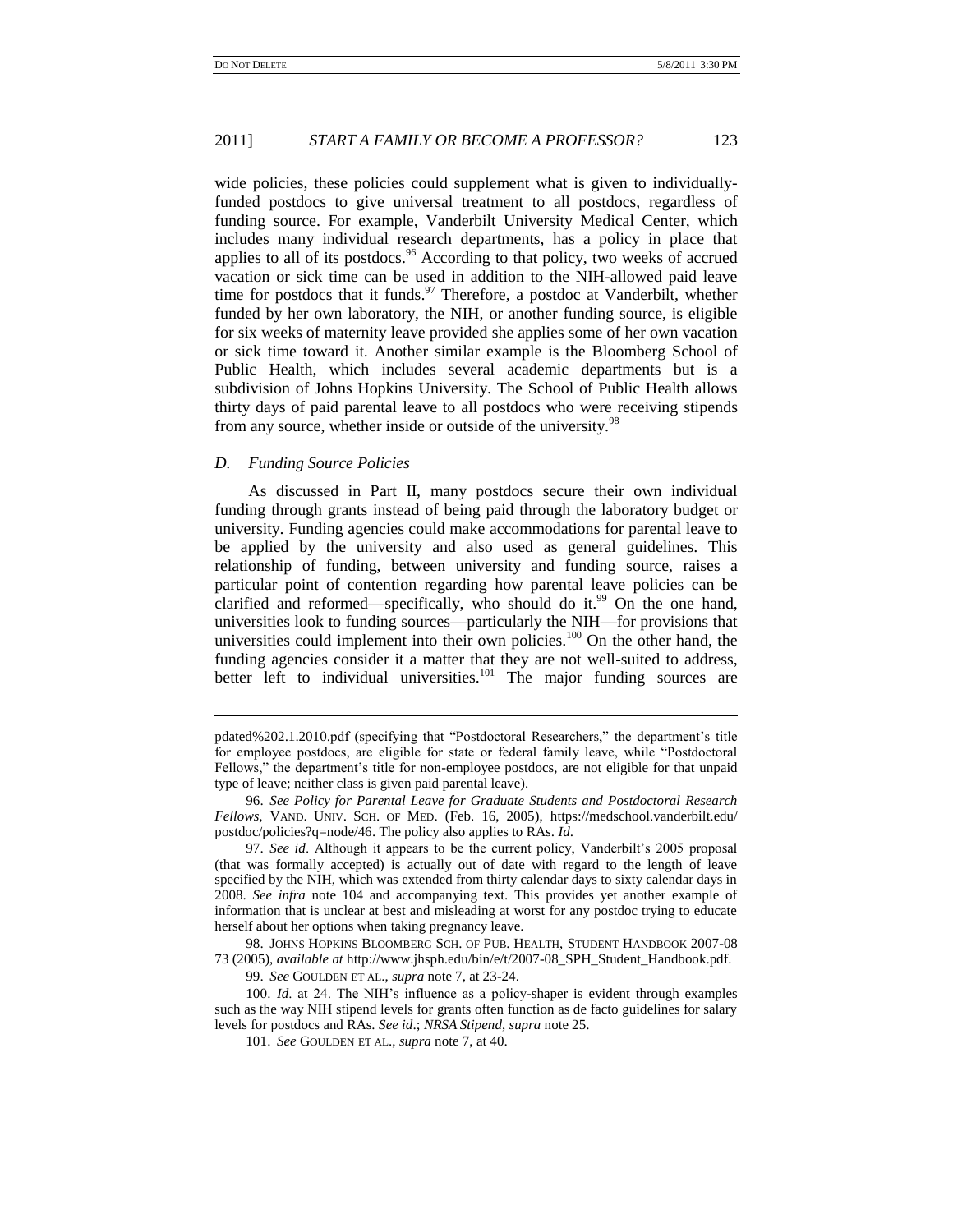wide policies, these policies could supplement what is given to individually-funded postdocs to give universal treatment to all postdocs, regardless of funding source. For example, Vanderbilt University Medical Center, which includes many individual research departments, has a policy in place that applies to all of its postdocs.[96] According to that policy, two weeks of accrued vacation or sick time can be used in addition to the NIH-allowed paid leave time for postdocs that it funds.[97] Therefore, a postdoc at Vanderbilt, whether funded by her own laboratory, the NIH, or another funding source, is eligible for six weeks of maternity leave provided she applies some of her own vacation or sick time toward it. Another similar example is the Bloomberg School of Public Health, which includes several academic departments but is a subdivision of Johns Hopkins University. The School of Public Health allows thirty days of paid parental leave to all postdocs who were receiving stipends from any source, whether inside or outside of the university.[98]

### *D. Funding Source Policies*

As discussed in Part II, many postdocs secure their own individual funding through grants instead of being paid through the laboratory budget or university. Funding agencies could make accommodations for parental leave to be applied by the university and also used as general guidelines. This relationship of funding, between university and funding source, raises a particular point of contention regarding how parental leave policies can be clarified and reformed—specifically, who should do it.[99] On the one hand, universities look to funding sources—particularly the NIH—for provisions that universities could implement into their own policies.[100] On the other hand, the funding agencies consider it a matter that they are not well-suited to address, better left to individual universities.[101] The major funding sources are

---

pdated%202.1.2010.pdf (specifying that "Postdoctoral Researchers," the department's title for employee postdocs, are eligible for state or federal family leave, while "Postdoctoral Fellows," the department's title for non-employee postdocs, are not eligible for that unpaid type of leave; neither class is given paid parental leave).

96. *See Policy for Parental Leave for Graduate Students and Postdoctoral Research Fellows*, VAND. UNIV. SCH. OF MED. (Feb. 16, 2005), https://medschool.vanderbilt.edu/postdoc/policies?q=node/46. The policy also applies to RAs. *Id*.

97. *See id*. Although it appears to be the current policy, Vanderbilt's 2005 proposal (that was formally accepted) is actually out of date with regard to the length of leave specified by the NIH, which was extended from thirty calendar days to sixty calendar days in 2008. *See infra* note 104 and accompanying text. This provides yet another example of information that is unclear at best and misleading at worst for any postdoc trying to educate herself about her options when taking pregnancy leave.

98. JOHNS HOPKINS BLOOMBERG SCH. OF PUB. HEALTH, STUDENT HANDBOOK 2007-08 73 (2005), *available at* http://www.jhsph.edu/bin/e/t/2007-08_SPH_Student_Handbook.pdf.

99. *See* GOULDEN ET AL., *supra* note 7, at 23-24.

100. *Id*. at 24. The NIH's influence as a policy-shaper is evident through examples such as the way NIH stipend levels for grants often function as de facto guidelines for salary levels for postdocs and RAs. *See id*.; *NRSA Stipend*, *supra* note 25.

101. *See* GOULDEN ET AL., *supra* note 7, at 40.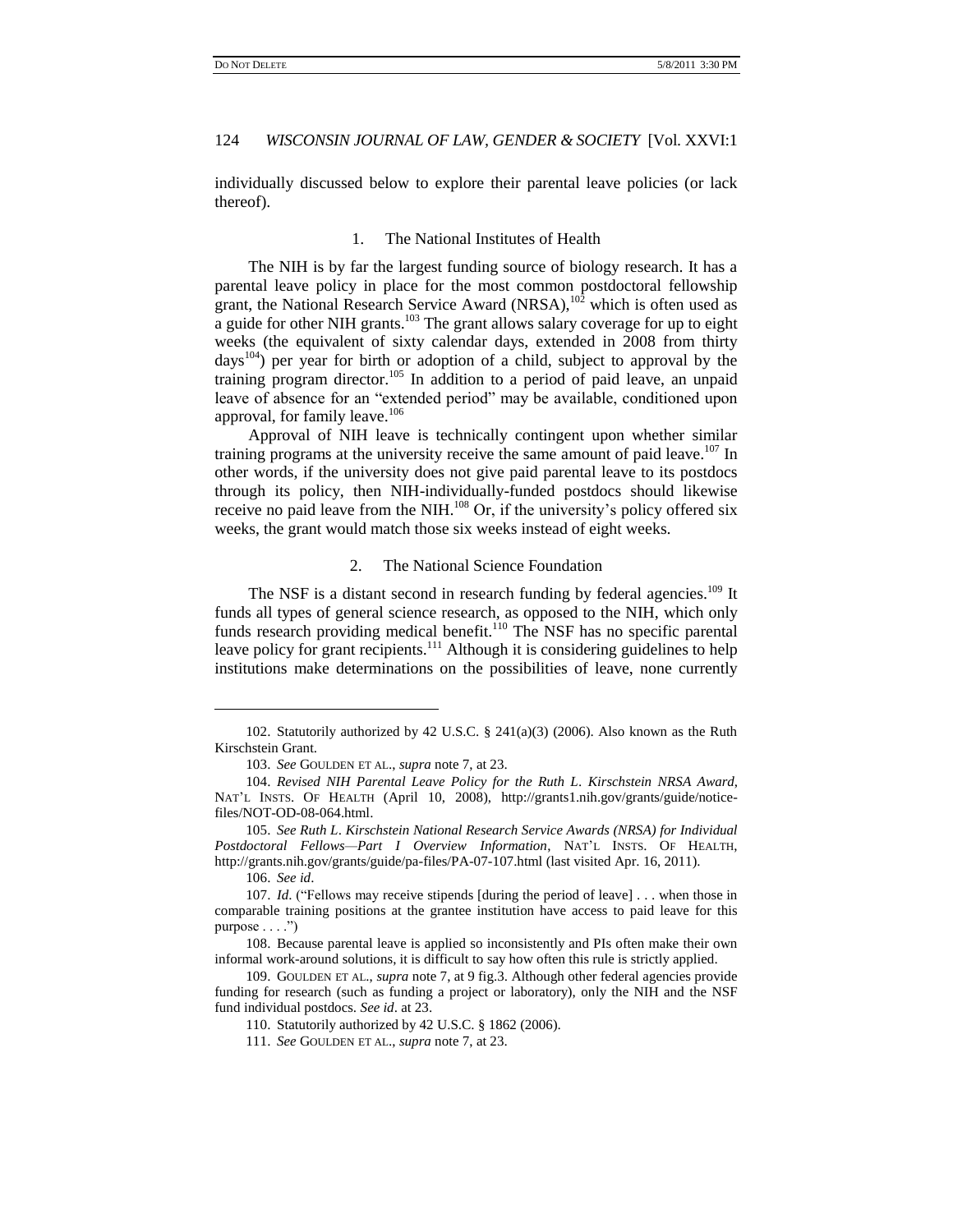individually discussed below to explore their parental leave policies (or lack thereof).

### 1. The National Institutes of Health

The NIH is by far the largest funding source of biology research. It has a parental leave policy in place for the most common postdoctoral fellowship grant, the National Research Service Award (NRSA),[102] which is often used as a guide for other NIH grants.[103] The grant allows salary coverage for up to eight weeks (the equivalent of sixty calendar days, extended in 2008 from thirty days[104]) per year for birth or adoption of a child, subject to approval by the training program director.[105] In addition to a period of paid leave, an unpaid leave of absence for an "extended period" may be available, conditioned upon approval, for family leave.[106]

Approval of NIH leave is technically contingent upon whether similar training programs at the university receive the same amount of paid leave.[107] In other words, if the university does not give paid parental leave to its postdocs through its policy, then NIH-individually-funded postdocs should likewise receive no paid leave from the NIH.[108] Or, if the university's policy offered six weeks, the grant would match those six weeks instead of eight weeks.

### 2. The National Science Foundation

The NSF is a distant second in research funding by federal agencies.[109] It funds all types of general science research, as opposed to the NIH, which only funds research providing medical benefit.[110] The NSF has no specific parental leave policy for grant recipients.[111] Although it is considering guidelines to help institutions make determinations on the possibilities of leave, none currently

---

102. Statutorily authorized by 42 U.S.C. § 241(a)(3) (2006). Also known as the Ruth Kirschstein Grant.

103. *See* GOULDEN ET AL., *supra* note 7, at 23.

104. *Revised NIH Parental Leave Policy for the Ruth L. Kirschstein NRSA Award*, NAT'L INSTS. OF HEALTH (April 10, 2008), http://grants1.nih.gov/grants/guide/notice-files/NOT-OD-08-064.html.

105. *See Ruth L. Kirschstein National Research Service Awards (NRSA) for Individual Postdoctoral Fellows—Part I Overview Information*, NAT'L INSTS. OF HEALTH, http://grants.nih.gov/grants/guide/pa-files/PA-07-107.html (last visited Apr. 16, 2011).

106. *See id*.

107. *Id*. ("Fellows may receive stipends [during the period of leave] . . . when those in comparable training positions at the grantee institution have access to paid leave for this purpose . . . .")

108. Because parental leave is applied so inconsistently and PIs often make their own informal work-around solutions, it is difficult to say how often this rule is strictly applied.

109. GOULDEN ET AL., *supra* note 7, at 9 fig.3. Although other federal agencies provide funding for research (such as funding a project or laboratory), only the NIH and the NSF fund individual postdocs. *See id*. at 23.

110. Statutorily authorized by 42 U.S.C. § 1862 (2006).

111. *See* GOULDEN ET AL., *supra* note 7, at 23.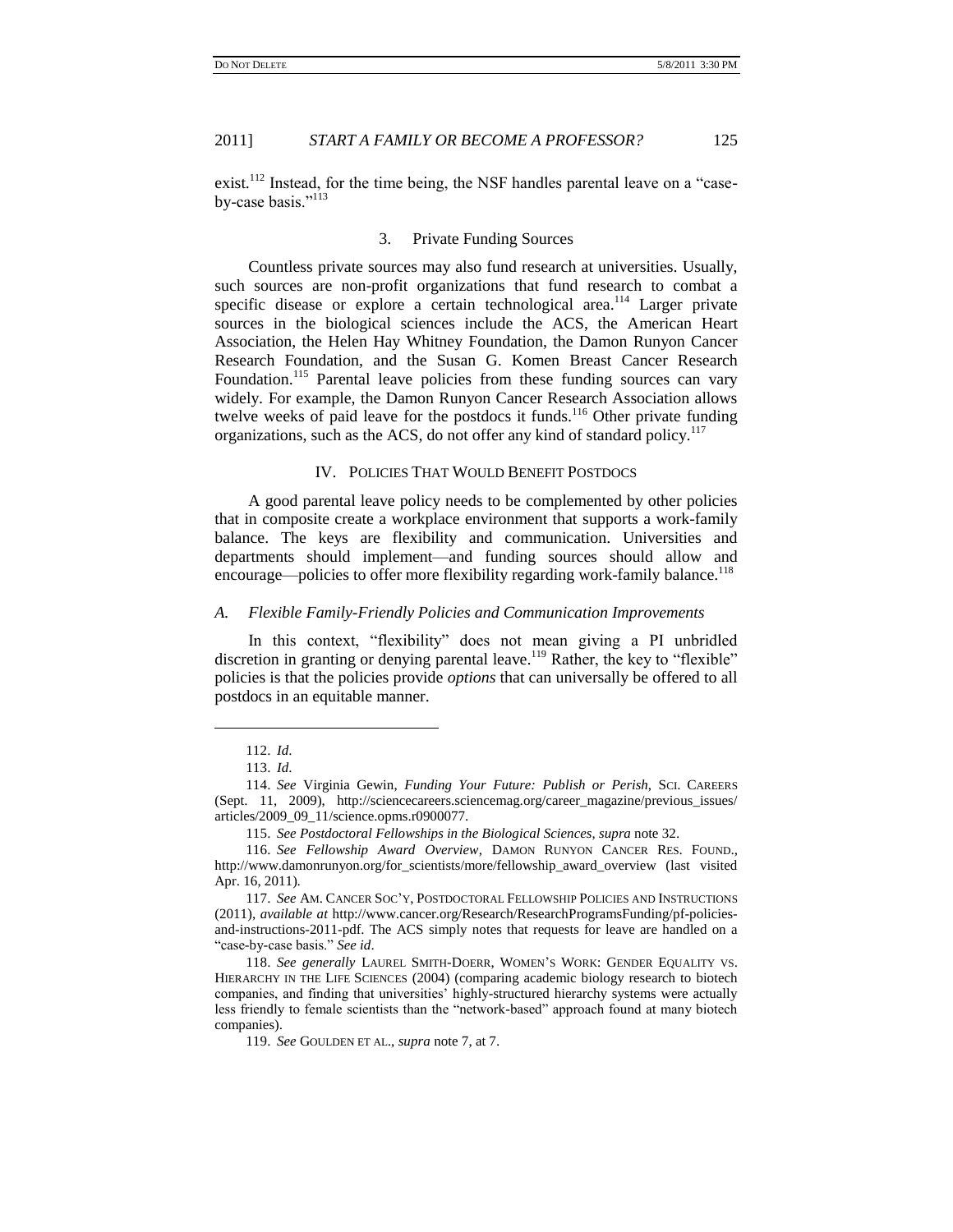exist.[112] Instead, for the time being, the NSF handles parental leave on a "case-by-case basis."[113]

### 3. Private Funding Sources

Countless private sources may also fund research at universities. Usually, such sources are non-profit organizations that fund research to combat a specific disease or explore a certain technological area.[114] Larger private sources in the biological sciences include the ACS, the American Heart Association, the Helen Hay Whitney Foundation, the Damon Runyon Cancer Research Foundation, and the Susan G. Komen Breast Cancer Research Foundation.[115] Parental leave policies from these funding sources can vary widely. For example, the Damon Runyon Cancer Research Association allows twelve weeks of paid leave for the postdocs it funds.[116] Other private funding organizations, such as the ACS, do not offer any kind of standard policy.[117]

## IV. Policies That Would Benefit Postdocs

A good parental leave policy needs to be complemented by other policies that in composite create a workplace environment that supports a work-family balance. The keys are flexibility and communication. Universities and departments should implement—and funding sources should allow and encourage—policies to offer more flexibility regarding work-family balance.[118]

### *A. Flexible Family-Friendly Policies and Communication Improvements*

In this context, "flexibility" does not mean giving a PI unbridled discretion in granting or denying parental leave.[119] Rather, the key to "flexible" policies is that the policies provide *options* that can universally be offered to all postdocs in an equitable manner.

---

112. *Id.*

113. *Id.*

114. *See* Virginia Gewin, *Funding Your Future: Publish or Perish*, SCI. CAREERS (Sept. 11, 2009), http://sciencecareers.sciencemag.org/career_magazine/previous_issues/articles/2009_09_11/science.opms.r0900077.

115. *See Postdoctoral Fellowships in the Biological Sciences*, *supra* note 32.

116. *See Fellowship Award Overview*, DAMON RUNYON CANCER RES. FOUND., http://www.damonrunyon.org/for_scientists/more/fellowship_award_overview (last visited Apr. 16, 2011).

117. *See* AM. CANCER SOC'Y, POSTDOCTORAL FELLOWSHIP POLICIES AND INSTRUCTIONS (2011), *available at* http://www.cancer.org/Research/ResearchProgramsFunding/pf-policies-and-instructions-2011-pdf. The ACS simply notes that requests for leave are handled on a "case-by-case basis." *See id.*

118. *See generally* LAUREL SMITH-DOERR, WOMEN'S WORK: GENDER EQUALITY VS. HIERARCHY IN THE LIFE SCIENCES (2004) (comparing academic biology research to biotech companies, and finding that universities' highly-structured hierarchy systems were actually less friendly to female scientists than the "network-based" approach found at many biotech companies).

119. *See* GOULDEN ET AL., *supra* note 7, at 7.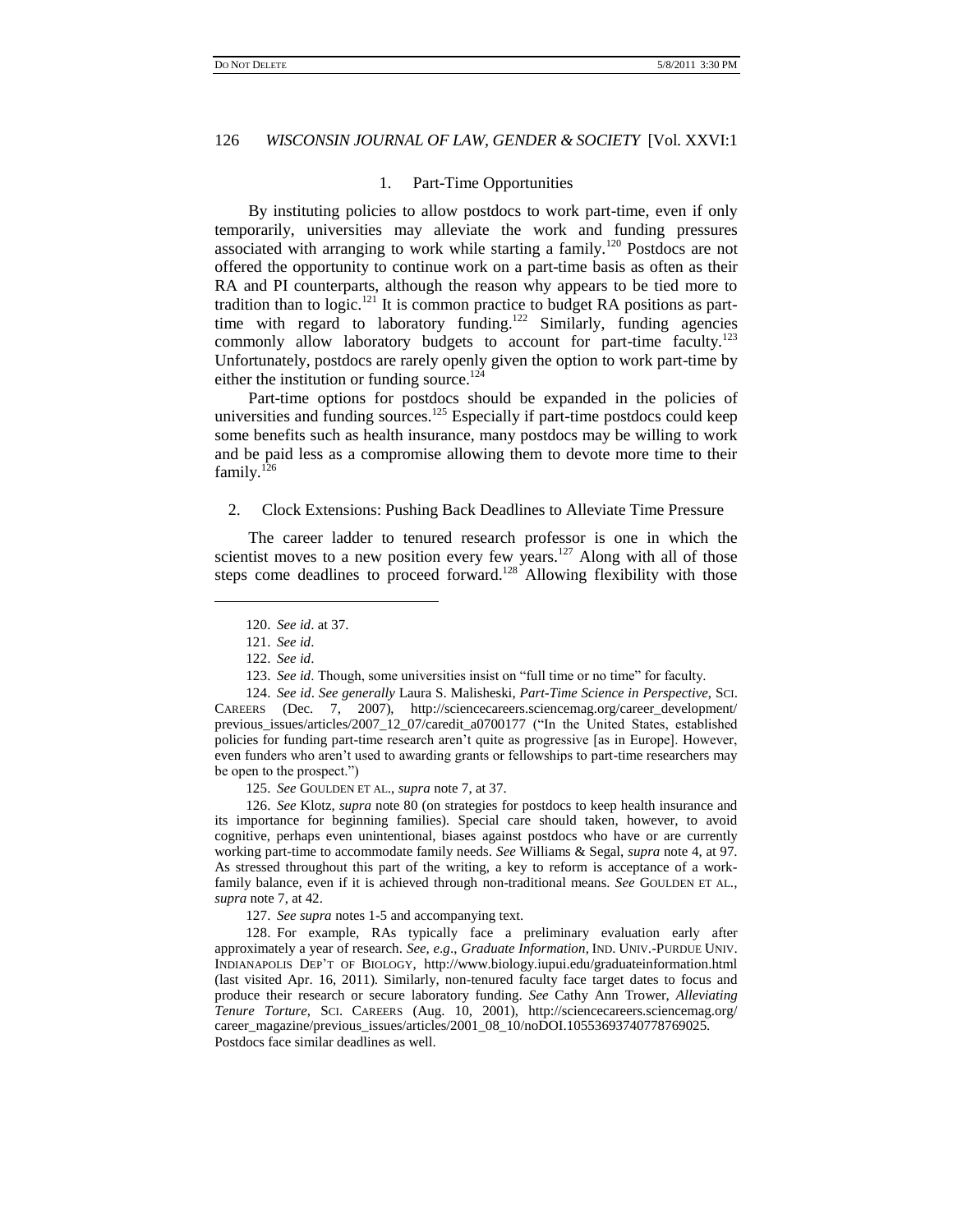### 1. Part-Time Opportunities

By instituting policies to allow postdocs to work part-time, even if only temporarily, universities may alleviate the work and funding pressures associated with arranging to work while starting a family.[120] Postdocs are not offered the opportunity to continue work on a part-time basis as often as their RA and PI counterparts, although the reason why appears to be tied more to tradition than to logic.[121] It is common practice to budget RA positions as part-time with regard to laboratory funding.[122] Similarly, funding agencies commonly allow laboratory budgets to account for part-time faculty.[123] Unfortunately, postdocs are rarely openly given the option to work part-time by either the institution or funding source.[124]

Part-time options for postdocs should be expanded in the policies of universities and funding sources.[125] Especially if part-time postdocs could keep some benefits such as health insurance, many postdocs may be willing to work and be paid less as a compromise allowing them to devote more time to their family.[126]

### 2. Clock Extensions: Pushing Back Deadlines to Alleviate Time Pressure

The career ladder to tenured research professor is one in which the scientist moves to a new position every few years.[127] Along with all of those steps come deadlines to proceed forward.[128] Allowing flexibility with those

---

120. *See id*. at 37.

121. *See id*.

122. *See id*.

123. *See id*. Though, some universities insist on "full time or no time" for faculty.

124. *See id*. *See generally* Laura S. Malisheski, *Part-Time Science in Perspective*, SCI. CAREERS (Dec. 7, 2007), http://sciencecareers.sciencemag.org/career_development/previous_issues/articles/2007_12_07/caredit_a0700177 ("In the United States, established policies for funding part-time research aren't quite as progressive [as in Europe]. However, even funders who aren't used to awarding grants or fellowships to part-time researchers may be open to the prospect.")

125. *See* GOULDEN ET AL., *supra* note 7, at 37.

126. *See* Klotz, *supra* note 80 (on strategies for postdocs to keep health insurance and its importance for beginning families). Special care should taken, however, to avoid cognitive, perhaps even unintentional, biases against postdocs who have or are currently working part-time to accommodate family needs. *See* Williams & Segal, *supra* note 4, at 97. As stressed throughout this part of the writing, a key to reform is acceptance of a work-family balance, even if it is achieved through non-traditional means. *See* GOULDEN ET AL., *supra* note 7, at 42.

127. *See supra* notes 1-5 and accompanying text.

128. For example, RAs typically face a preliminary evaluation early after approximately a year of research. *See, e.g.*, *Graduate Information*, IND. UNIV.-PURDUE UNIV. INDIANAPOLIS DEP'T OF BIOLOGY, http://www.biology.iupui.edu/graduateinformation.html (last visited Apr. 16, 2011). Similarly, non-tenured faculty face target dates to focus and produce their research or secure laboratory funding. *See* Cathy Ann Trower, *Alleviating Tenure Torture*, SCI. CAREERS (Aug. 10, 2001), http://sciencecareers.sciencemag.org/career_magazine/previous_issues/articles/2001_08_10/noDOI.10553693740778769025. Postdocs face similar deadlines as well.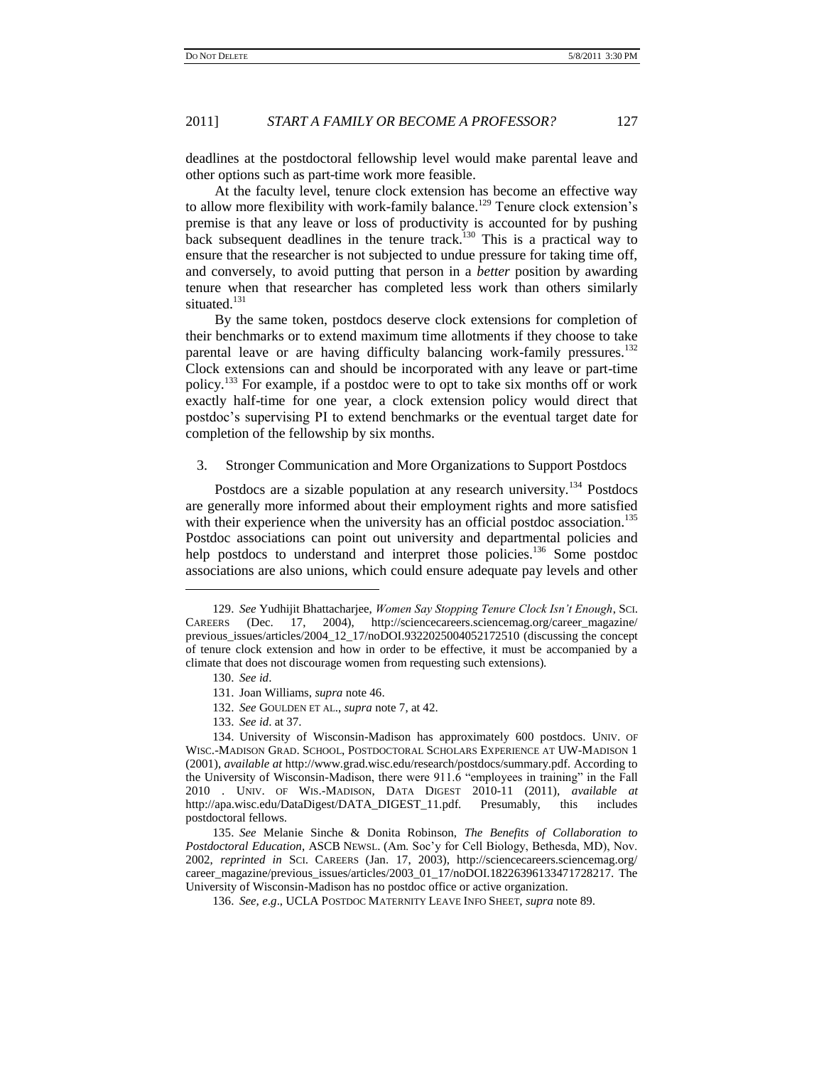deadlines at the postdoctoral fellowship level would make parental leave and other options such as part-time work more feasible.

At the faculty level, tenure clock extension has become an effective way to allow more flexibility with work-family balance.[129] Tenure clock extension's premise is that any leave or loss of productivity is accounted for by pushing back subsequent deadlines in the tenure track.[130] This is a practical way to ensure that the researcher is not subjected to undue pressure for taking time off, and conversely, to avoid putting that person in a *better* position by awarding tenure when that researcher has completed less work than others similarly situated.[131]

By the same token, postdocs deserve clock extensions for completion of their benchmarks or to extend maximum time allotments if they choose to take parental leave or are having difficulty balancing work-family pressures.[132] Clock extensions can and should be incorporated with any leave or part-time policy.[133] For example, if a postdoc were to opt to take six months off or work exactly half-time for one year, a clock extension policy would direct that postdoc's supervising PI to extend benchmarks or the eventual target date for completion of the fellowship by six months.

3. Stronger Communication and More Organizations to Support Postdocs

Postdocs are a sizable population at any research university.[134] Postdocs are generally more informed about their employment rights and more satisfied with their experience when the university has an official postdoc association.[135] Postdoc associations can point out university and departmental policies and help postdocs to understand and interpret those policies.[136] Some postdoc associations are also unions, which could ensure adequate pay levels and other

---

129. *See* Yudhijit Bhattacharjee, *Women Say Stopping Tenure Clock Isn't Enough*, SCI. CAREERS (Dec. 17, 2004), http://sciencecareers.sciencemag.org/career_magazine/previous_issues/articles/2004_12_17/noDOI.9322025004052172510 (discussing the concept of tenure clock extension and how in order to be effective, it must be accompanied by a climate that does not discourage women from requesting such extensions).

130. *See id*.

131. Joan Williams, *supra* note 46.

132. *See* GOULDEN ET AL., *supra* note 7, at 42.

133. *See id*. at 37.

134. University of Wisconsin-Madison has approximately 600 postdocs. UNIV. OF WISC.-MADISON GRAD. SCHOOL, POSTDOCTORAL SCHOLARS EXPERIENCE AT UW-MADISON 1 (2001), *available at* http://www.grad.wisc.edu/research/postdocs/summary.pdf. According to the University of Wisconsin-Madison, there were 911.6 "employees in training" in the Fall 2010 . UNIV. OF WIS.-MADISON, DATA DIGEST 2010-11 (2011), *available at* http://apa.wisc.edu/DataDigest/DATA_DIGEST_11.pdf. Presumably, this includes postdoctoral fellows.

135. *See* Melanie Sinche & Donita Robinson, *The Benefits of Collaboration to Postdoctoral Education*, ASCB NEWSL. (Am. Soc'y for Cell Biology, Bethesda, MD), Nov. 2002, *reprinted in* SCI. CAREERS (Jan. 17, 2003), http://sciencecareers.sciencemag.org/career_magazine/previous_issues/articles/2003_01_17/noDOI.18226396133471728217. The University of Wisconsin-Madison has no postdoc office or active organization.

136. *See, e.g*., UCLA POSTDOC MATERNITY LEAVE INFO SHEET, *supra* note 89.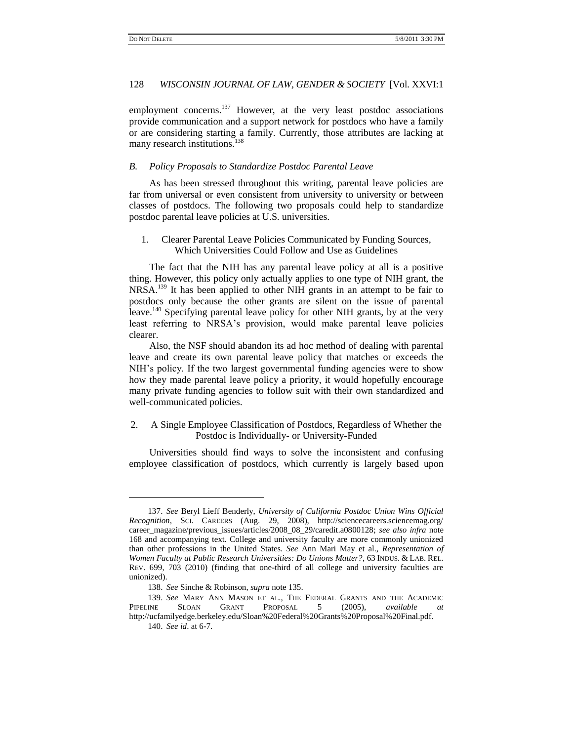employment concerns.[137] However, at the very least postdoc associations provide communication and a support network for postdocs who have a family or are considering starting a family. Currently, those attributes are lacking at many research institutions.[138]

### *B. Policy Proposals to Standardize Postdoc Parental Leave*

As has been stressed throughout this writing, parental leave policies are far from universal or even consistent from university to university or between classes of postdocs. The following two proposals could help to standardize postdoc parental leave policies at U.S. universities.

#### 1. Clearer Parental Leave Policies Communicated by Funding Sources, Which Universities Could Follow and Use as Guidelines

The fact that the NIH has any parental leave policy at all is a positive thing. However, this policy only actually applies to one type of NIH grant, the NRSA.[139] It has been applied to other NIH grants in an attempt to be fair to postdocs only because the other grants are silent on the issue of parental leave.[140] Specifying parental leave policy for other NIH grants, by at the very least referring to NRSA's provision, would make parental leave policies clearer.

Also, the NSF should abandon its ad hoc method of dealing with parental leave and create its own parental leave policy that matches or exceeds the NIH's policy. If the two largest governmental funding agencies were to show how they made parental leave policy a priority, it would hopefully encourage many private funding agencies to follow suit with their own standardized and well-communicated policies.

#### 2. A Single Employee Classification of Postdocs, Regardless of Whether the Postdoc is Individually- or University-Funded

Universities should find ways to solve the inconsistent and confusing employee classification of postdocs, which currently is largely based upon

---

137. *See* Beryl Lieff Benderly, *University of California Postdoc Union Wins Official Recognition*, SCI. CAREERS (Aug. 29, 2008), http://sciencecareers.sciencemag.org/career_magazine/previous_issues/articles/2008_08_29/caredit.a0800128; *see also infra* note 168 and accompanying text. College and university faculty are more commonly unionized than other professions in the United States. *See* Ann Mari May et al., *Representation of Women Faculty at Public Research Universities: Do Unions Matter?*, 63 INDUS. & LAB. REL. REV. 699, 703 (2010) (finding that one-third of all college and university faculties are unionized).

138. *See* Sinche & Robinson, *supra* note 135.

139. *See* MARY ANN MASON ET AL., THE FEDERAL GRANTS AND THE ACADEMIC PIPELINE SLOAN GRANT PROPOSAL 5 (2005), *available at* http://ucfamilyedge.berkeley.edu/Sloan%20Federal%20Grants%20Proposal%20Final.pdf.

140. *See id*. at 6-7.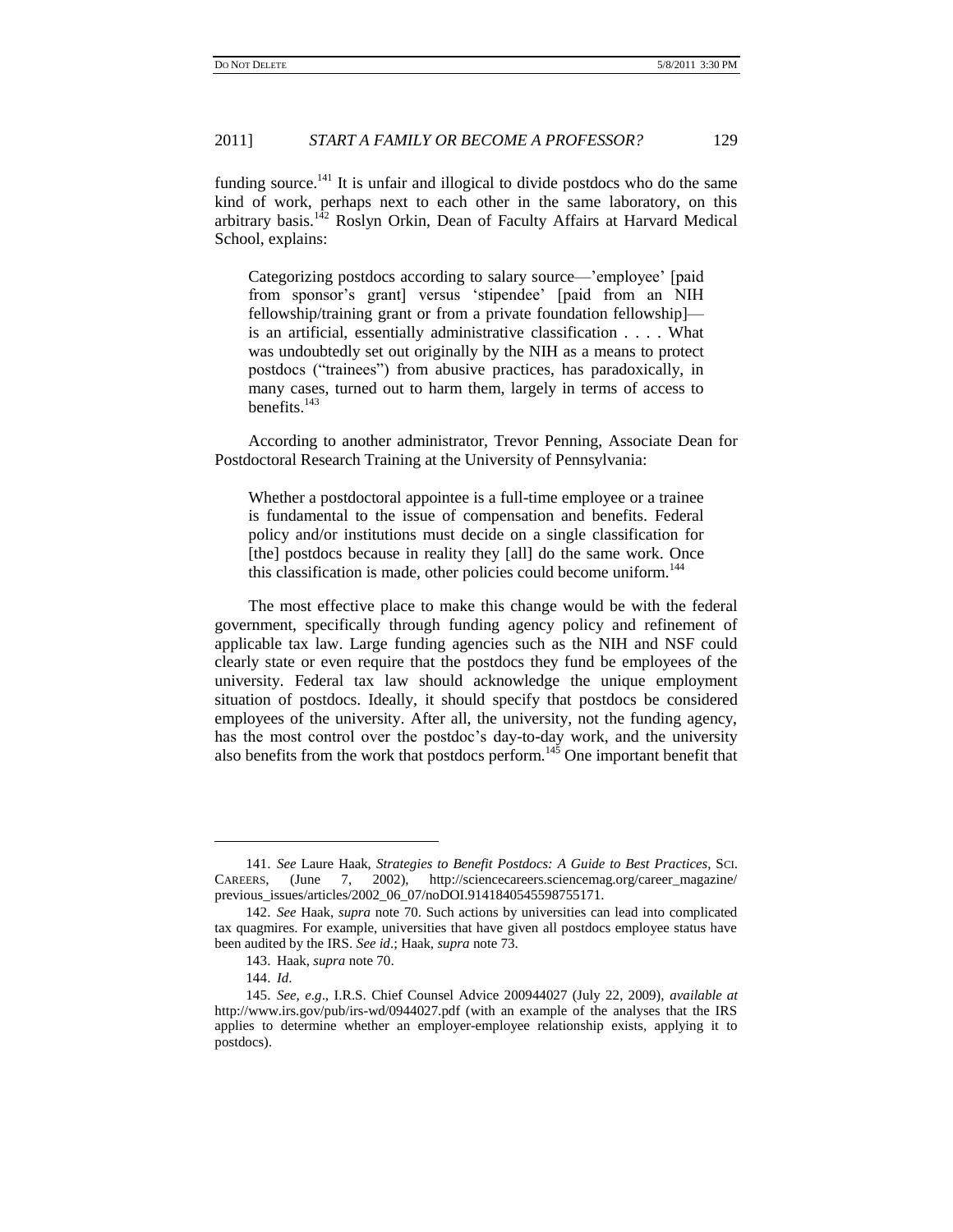funding source.[141] It is unfair and illogical to divide postdocs who do the same kind of work, perhaps next to each other in the same laboratory, on this arbitrary basis.[142] Roslyn Orkin, Dean of Faculty Affairs at Harvard Medical School, explains:

> Categorizing postdocs according to salary source—'employee' [paid from sponsor's grant] versus 'stipendee' [paid from an NIH fellowship/training grant or from a private foundation fellowship]—is an artificial, essentially administrative classification . . . . What was undoubtedly set out originally by the NIH as a means to protect postdocs ("trainees") from abusive practices, has paradoxically, in many cases, turned out to harm them, largely in terms of access to benefits.[143]

According to another administrator, Trevor Penning, Associate Dean for Postdoctoral Research Training at the University of Pennsylvania:

> Whether a postdoctoral appointee is a full-time employee or a trainee is fundamental to the issue of compensation and benefits. Federal policy and/or institutions must decide on a single classification for [the] postdocs because in reality they [all] do the same work. Once this classification is made, other policies could become uniform.[144]

The most effective place to make this change would be with the federal government, specifically through funding agency policy and refinement of applicable tax law. Large funding agencies such as the NIH and NSF could clearly state or even require that the postdocs they fund be employees of the university. Federal tax law should acknowledge the unique employment situation of postdocs. Ideally, it should specify that postdocs be considered employees of the university. After all, the university, not the funding agency, has the most control over the postdoc's day-to-day work, and the university also benefits from the work that postdocs perform.[145] One important benefit that

---

141. *See* Laure Haak, *Strategies to Benefit Postdocs: A Guide to Best Practices*, SCI. CAREERS, (June 7, 2002), http://sciencecareers.sciencemag.org/career_magazine/previous_issues/articles/2002_06_07/noDOI.9141840545598755171.

142. *See* Haak, *supra* note 70. Such actions by universities can lead into complicated tax quagmires. For example, universities that have given all postdocs employee status have been audited by the IRS. *See id*.; Haak, *supra* note 73.

143. Haak, *supra* note 70.

144. *Id*.

145. *See, e.g*., I.R.S. Chief Counsel Advice 200944027 (July 22, 2009), *available at* http://www.irs.gov/pub/irs-wd/0944027.pdf (with an example of the analyses that the IRS applies to determine whether an employer-employee relationship exists, applying it to postdocs).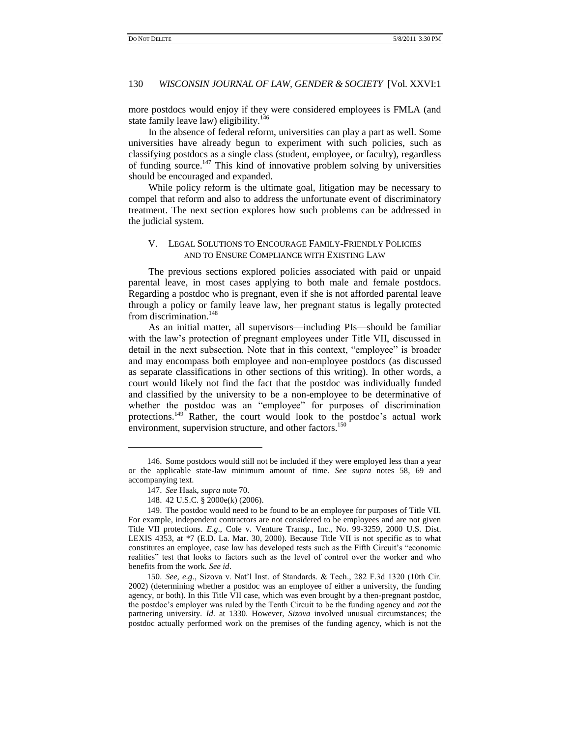more postdocs would enjoy if they were considered employees is FMLA (and state family leave law) eligibility.[146]

In the absence of federal reform, universities can play a part as well. Some universities have already begun to experiment with such policies, such as classifying postdocs as a single class (student, employee, or faculty), regardless of funding source.[147] This kind of innovative problem solving by universities should be encouraged and expanded.

While policy reform is the ultimate goal, litigation may be necessary to compel that reform and also to address the unfortunate event of discriminatory treatment. The next section explores how such problems can be addressed in the judicial system.

## V. Legal Solutions to Encourage Family-Friendly Policies and to Ensure Compliance with Existing Law

The previous sections explored policies associated with paid or unpaid parental leave, in most cases applying to both male and female postdocs. Regarding a postdoc who is pregnant, even if she is not afforded parental leave through a policy or family leave law, her pregnant status is legally protected from discrimination.[148]

As an initial matter, all supervisors—including PIs—should be familiar with the law's protection of pregnant employees under Title VII, discussed in detail in the next subsection. Note that in this context, "employee" is broader and may encompass both employee and non-employee postdocs (as discussed as separate classifications in other sections of this writing). In other words, a court would likely not find the fact that the postdoc was individually funded and classified by the university to be a non-employee to be determinative of whether the postdoc was an "employee" for purposes of discrimination protections.[149] Rather, the court would look to the postdoc's actual work environment, supervision structure, and other factors.[150]

---

146. Some postdocs would still not be included if they were employed less than a year or the applicable state-law minimum amount of time. *See supra* notes 58, 69 and accompanying text.

147. *See* Haak, *supra* note 70.

148. 42 U.S.C. § 2000e(k) (2006).

149. The postdoc would need to be found to be an employee for purposes of Title VII. For example, independent contractors are not considered to be employees and are not given Title VII protections. *E.g*., Cole v. Venture Transp., Inc., No. 99-3259, 2000 U.S. Dist. LEXIS 4353, at *7 (E.D. La. Mar. 30, 2000). Because Title VII is not specific as to what constitutes an employee, case law has developed tests such as the Fifth Circuit's "economic realities" test that looks to factors such as the level of control over the worker and who benefits from the work. *See id*.

150. *See, e.g*., Sizova v. Nat'l Inst. of Standards. & Tech., 282 F.3d 1320 (10th Cir. 2002) (determining whether a postdoc was an employee of either a university, the funding agency, or both). In this Title VII case, which was even brought by a then-pregnant postdoc, the postdoc's employer was ruled by the Tenth Circuit to be the funding agency and *not* the partnering university. *Id*. at 1330. However, *Sizova* involved unusual circumstances; the postdoc actually performed work on the premises of the funding agency, which is not the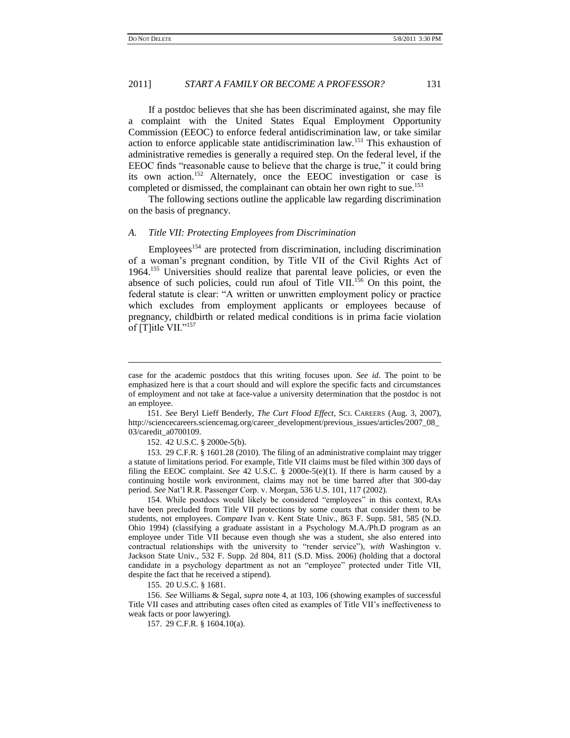If a postdoc believes that she has been discriminated against, she may file a complaint with the United States Equal Employment Opportunity Commission (EEOC) to enforce federal antidiscrimination law, or take similar action to enforce applicable state antidiscrimination law.[151] This exhaustion of administrative remedies is generally a required step. On the federal level, if the EEOC finds "reasonable cause to believe that the charge is true," it could bring its own action.[152] Alternately, once the EEOC investigation or case is completed or dismissed, the complainant can obtain her own right to sue.[153]

The following sections outline the applicable law regarding discrimination on the basis of pregnancy.

### *A. Title VII: Protecting Employees from Discrimination*

Employees[154] are protected from discrimination, including discrimination of a woman's pregnant condition, by Title VII of the Civil Rights Act of 1964.[155] Universities should realize that parental leave policies, or even the absence of such policies, could run afoul of Title VII.[156] On this point, the federal statute is clear: "A written or unwritten employment policy or practice which excludes from employment applicants or employees because of pregnancy, childbirth or related medical conditions is in prima facie violation of [T]itle VII."[157]

---

case for the academic postdocs that this writing focuses upon. *See id*. The point to be emphasized here is that a court should and will explore the specific facts and circumstances of employment and not take at face-value a university determination that the postdoc is not an employee.

151. *See* Beryl Lieff Benderly, *The Curt Flood Effect*, SCI. CAREERS (Aug. 3, 2007), http://sciencecareers.sciencemag.org/career_development/previous_issues/articles/2007_08_03/caredit_a0700109.

152. 42 U.S.C. § 2000e-5(b).

153. 29 C.F.R. § 1601.28 (2010). The filing of an administrative complaint may trigger a statute of limitations period. For example, Title VII claims must be filed within 300 days of filing the EEOC complaint. *See* 42 U.S.C. § 2000e-5(e)(1). If there is harm caused by a continuing hostile work environment, claims may not be time barred after that 300-day period. *See* Nat'l R.R. Passenger Corp. v. Morgan, 536 U.S. 101, 117 (2002).

154. While postdocs would likely be considered "employees" in this context, RAs have been precluded from Title VII protections by some courts that consider them to be students, not employees. *Compare* Ivan v. Kent State Univ., 863 F. Supp. 581, 585 (N.D. Ohio 1994) (classifying a graduate assistant in a Psychology M.A./Ph.D program as an employee under Title VII because even though she was a student, she also entered into contractual relationships with the university to "render service"), *with* Washington v. Jackson State Univ., 532 F. Supp. 2d 804, 811 (S.D. Miss. 2006) (holding that a doctoral candidate in a psychology department as not an "employee" protected under Title VII, despite the fact that he received a stipend).

155. 20 U.S.C. § 1681.

156. *See* Williams & Segal, *supra* note 4, at 103, 106 (showing examples of successful Title VII cases and attributing cases often cited as examples of Title VII's ineffectiveness to weak facts or poor lawyering).

157. 29 C.F.R. § 1604.10(a).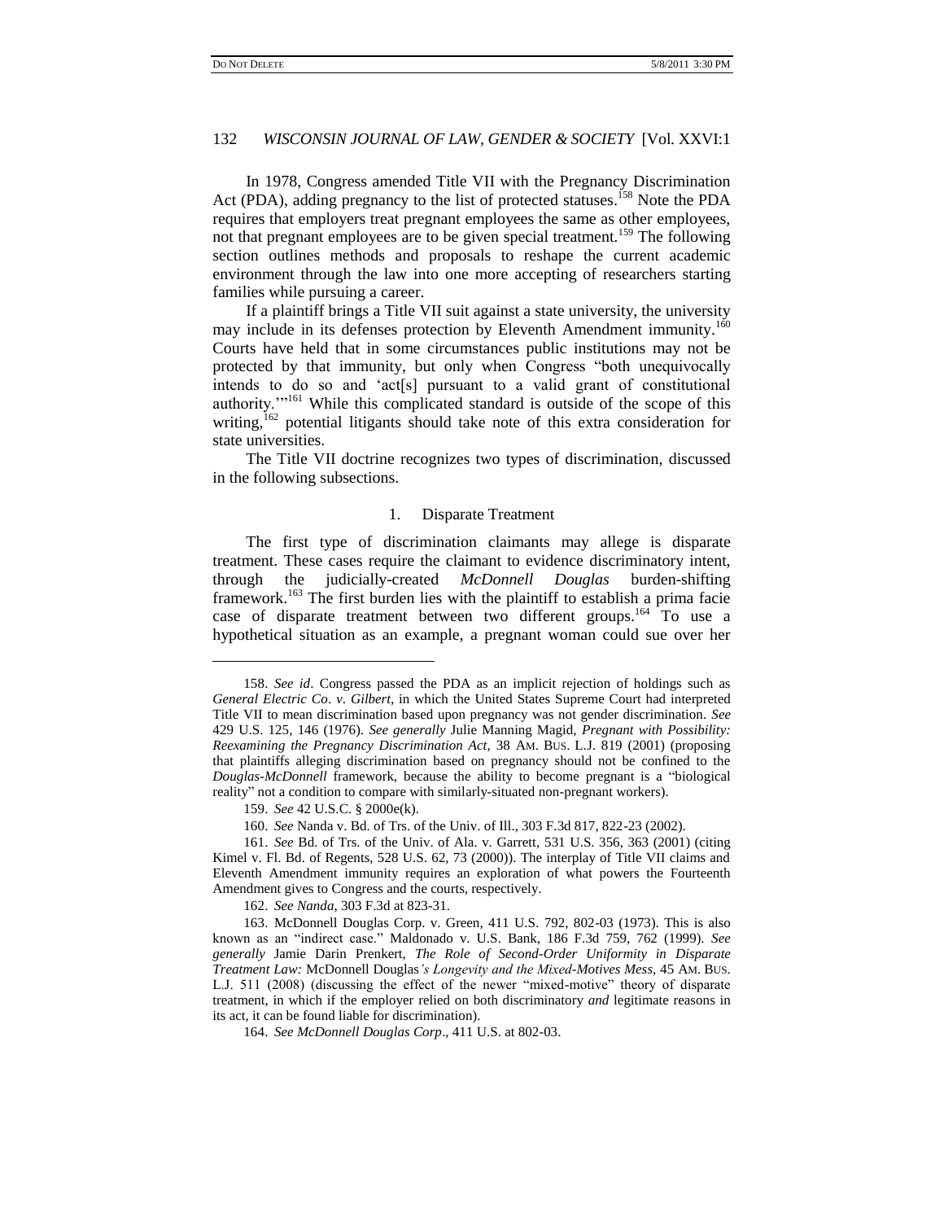In 1978, Congress amended Title VII with the Pregnancy Discrimination Act (PDA), adding pregnancy to the list of protected statuses.[158] Note the PDA requires that employers treat pregnant employees the same as other employees, not that pregnant employees are to be given special treatment.[159] The following section outlines methods and proposals to reshape the current academic environment through the law into one more accepting of researchers starting families while pursuing a career.

If a plaintiff brings a Title VII suit against a state university, the university may include in its defenses protection by Eleventh Amendment immunity.[160] Courts have held that in some circumstances public institutions may not be protected by that immunity, but only when Congress "both unequivocally intends to do so and 'act[s] pursuant to a valid grant of constitutional authority.'"[161] While this complicated standard is outside of the scope of this writing,[162] potential litigants should take note of this extra consideration for state universities.

The Title VII doctrine recognizes two types of discrimination, discussed in the following subsections.

### 1. Disparate Treatment

The first type of discrimination claimants may allege is disparate treatment. These cases require the claimant to evidence discriminatory intent, through the judicially-created *McDonnell Douglas* burden-shifting framework.[163] The first burden lies with the plaintiff to establish a prima facie case of disparate treatment between two different groups.[164] To use a hypothetical situation as an example, a pregnant woman could sue over her

---

158. *See id*. Congress passed the PDA as an implicit rejection of holdings such as *General Electric Co*. *v*. *Gilbert*, in which the United States Supreme Court had interpreted Title VII to mean discrimination based upon pregnancy was not gender discrimination. *See* 429 U.S. 125, 146 (1976). *See generally* Julie Manning Magid, *Pregnant with Possibility: Reexamining the Pregnancy Discrimination Act*, 38 AM. BUS. L.J. 819 (2001) (proposing that plaintiffs alleging discrimination based on pregnancy should not be confined to the *Douglas-McDonnell* framework, because the ability to become pregnant is a "biological reality" not a condition to compare with similarly-situated non-pregnant workers).

159. *See* 42 U.S.C. § 2000e(k).

160. *See* Nanda v. Bd. of Trs. of the Univ. of Ill., 303 F.3d 817, 822-23 (2002).

161. *See* Bd. of Trs. of the Univ. of Ala. v. Garrett, 531 U.S. 356, 363 (2001) (citing Kimel v. Fl. Bd. of Regents, 528 U.S. 62, 73 (2000)). The interplay of Title VII claims and Eleventh Amendment immunity requires an exploration of what powers the Fourteenth Amendment gives to Congress and the courts, respectively.

162. *See Nanda*, 303 F.3d at 823-31.

163. McDonnell Douglas Corp. v. Green, 411 U.S. 792, 802-03 (1973). This is also known as an "indirect case." Maldonado v. U.S. Bank, 186 F.3d 759, 762 (1999). *See generally* Jamie Darin Prenkert, *The Role of Second-Order Uniformity in Disparate Treatment Law:* McDonnell Douglas*'s Longevity and the Mixed-Motives Mess*, 45 AM. BUS. L.J. 511 (2008) (discussing the effect of the newer "mixed-motive" theory of disparate treatment, in which if the employer relied on both discriminatory *and* legitimate reasons in its act, it can be found liable for discrimination).

164. *See McDonnell Douglas Corp*., 411 U.S. at 802-03.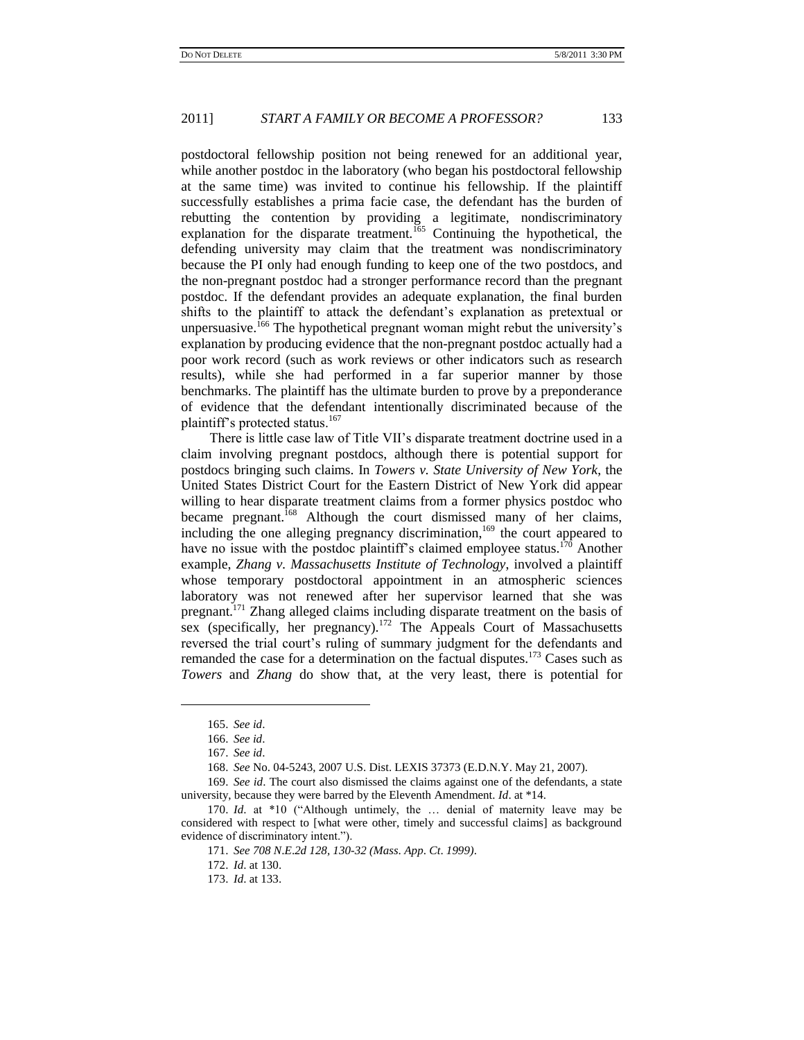postdoctoral fellowship position not being renewed for an additional year, while another postdoc in the laboratory (who began his postdoctoral fellowship at the same time) was invited to continue his fellowship. If the plaintiff successfully establishes a prima facie case, the defendant has the burden of rebutting the contention by providing a legitimate, nondiscriminatory explanation for the disparate treatment.[165] Continuing the hypothetical, the defending university may claim that the treatment was nondiscriminatory because the PI only had enough funding to keep one of the two postdocs, and the non-pregnant postdoc had a stronger performance record than the pregnant postdoc. If the defendant provides an adequate explanation, the final burden shifts to the plaintiff to attack the defendant's explanation as pretextual or unpersuasive.[166] The hypothetical pregnant woman might rebut the university's explanation by producing evidence that the non-pregnant postdoc actually had a poor work record (such as work reviews or other indicators such as research results), while she had performed in a far superior manner by those benchmarks. The plaintiff has the ultimate burden to prove by a preponderance of evidence that the defendant intentionally discriminated because of the plaintiff's protected status.[167]

There is little case law of Title VII's disparate treatment doctrine used in a claim involving pregnant postdocs, although there is potential support for postdocs bringing such claims. In *Towers v. State University of New York*, the United States District Court for the Eastern District of New York did appear willing to hear disparate treatment claims from a former physics postdoc who became pregnant.[168] Although the court dismissed many of her claims, including the one alleging pregnancy discrimination,[169] the court appeared to have no issue with the postdoc plaintiff's claimed employee status.[170] Another example, *Zhang v. Massachusetts Institute of Technology*, involved a plaintiff whose temporary postdoctoral appointment in an atmospheric sciences laboratory was not renewed after her supervisor learned that she was pregnant.[171] Zhang alleged claims including disparate treatment on the basis of sex (specifically, her pregnancy).[172] The Appeals Court of Massachusetts reversed the trial court's ruling of summary judgment for the defendants and remanded the case for a determination on the factual disputes.[173] Cases such as *Towers* and *Zhang* do show that, at the very least, there is potential for

---

165. *See id*.

166. *See id*.

167. *See id*.

168. *See* No. 04-5243, 2007 U.S. Dist. LEXIS 37373 (E.D.N.Y. May 21, 2007).

169. *See id*. The court also dismissed the claims against one of the defendants, a state university, because they were barred by the Eleventh Amendment. *Id*. at \*14.

170. *Id*. at \*10 ("Although untimely, the … denial of maternity leave may be considered with respect to [what were other, timely and successful claims] as background evidence of discriminatory intent.").

171. *See 708 N.E.2d 128, 130-32 (Mass. App. Ct. 1999)*.

172. *Id*. at 130.

173. *Id*. at 133.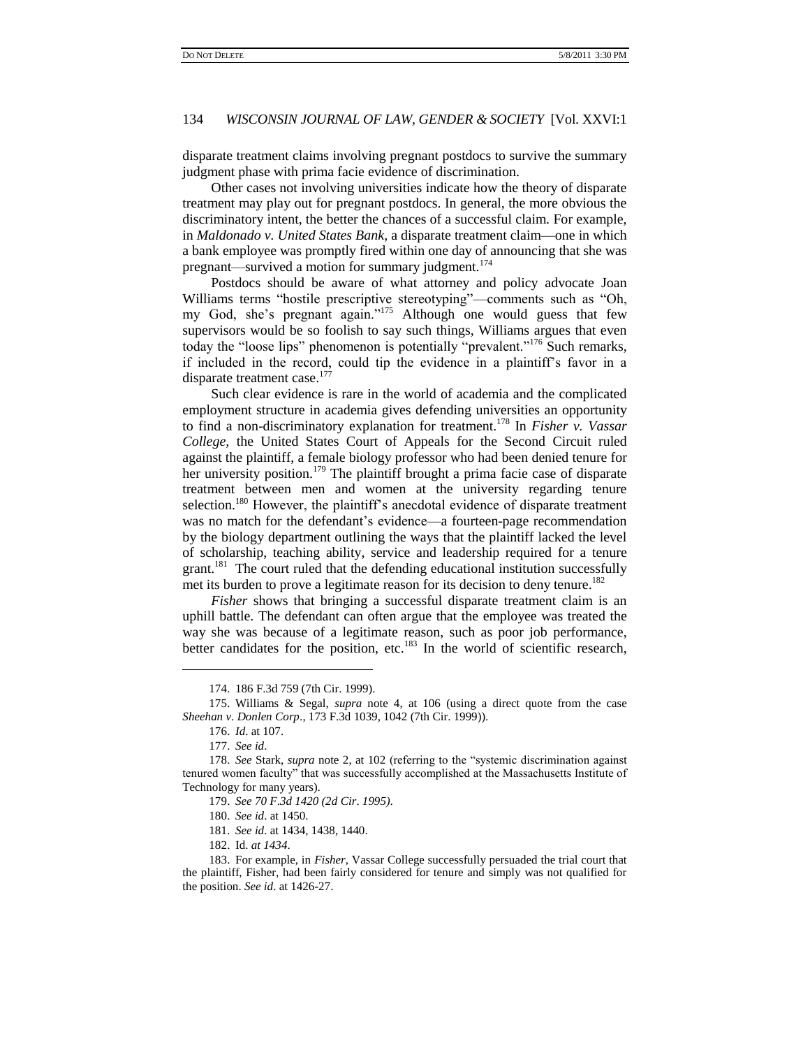disparate treatment claims involving pregnant postdocs to survive the summary judgment phase with prima facie evidence of discrimination.

Other cases not involving universities indicate how the theory of disparate treatment may play out for pregnant postdocs. In general, the more obvious the discriminatory intent, the better the chances of a successful claim. For example, in *Maldonado v. United States Bank*, a disparate treatment claim—one in which a bank employee was promptly fired within one day of announcing that she was pregnant—survived a motion for summary judgment.[174]

Postdocs should be aware of what attorney and policy advocate Joan Williams terms "hostile prescriptive stereotyping"—comments such as "Oh, my God, she's pregnant again."[175] Although one would guess that few supervisors would be so foolish to say such things, Williams argues that even today the "loose lips" phenomenon is potentially "prevalent."[176] Such remarks, if included in the record, could tip the evidence in a plaintiff's favor in a disparate treatment case.[177]

Such clear evidence is rare in the world of academia and the complicated employment structure in academia gives defending universities an opportunity to find a non-discriminatory explanation for treatment.[178] In *Fisher v. Vassar College*, the United States Court of Appeals for the Second Circuit ruled against the plaintiff, a female biology professor who had been denied tenure for her university position.[179] The plaintiff brought a prima facie case of disparate treatment between men and women at the university regarding tenure selection.[180] However, the plaintiff's anecdotal evidence of disparate treatment was no match for the defendant's evidence—a fourteen-page recommendation by the biology department outlining the ways that the plaintiff lacked the level of scholarship, teaching ability, service and leadership required for a tenure grant.[181] The court ruled that the defending educational institution successfully met its burden to prove a legitimate reason for its decision to deny tenure.[182]

*Fisher* shows that bringing a successful disparate treatment claim is an uphill battle. The defendant can often argue that the employee was treated the way she was because of a legitimate reason, such as poor job performance, better candidates for the position, etc.[183] In the world of scientific research,

---

174. 186 F.3d 759 (7th Cir. 1999).

175. Williams & Segal, *supra* note 4, at 106 (using a direct quote from the case *Sheehan v. Donlen Corp.*, 173 F.3d 1039, 1042 (7th Cir. 1999)).

176. *Id*. at 107.

177. *See id*.

178. *See* Stark, *supra* note 2, at 102 (referring to the "systemic discrimination against tenured women faculty" that was successfully accomplished at the Massachusetts Institute of Technology for many years).

179. *See 70 F.3d 1420 (2d Cir. 1995)*.

180. *See id*. at 1450.

181. *See id*. at 1434, 1438, 1440.

182. Id. *at 1434*.

183. For example, in *Fisher*, Vassar College successfully persuaded the trial court that the plaintiff, Fisher, had been fairly considered for tenure and simply was not qualified for the position. *See id*. at 1426-27.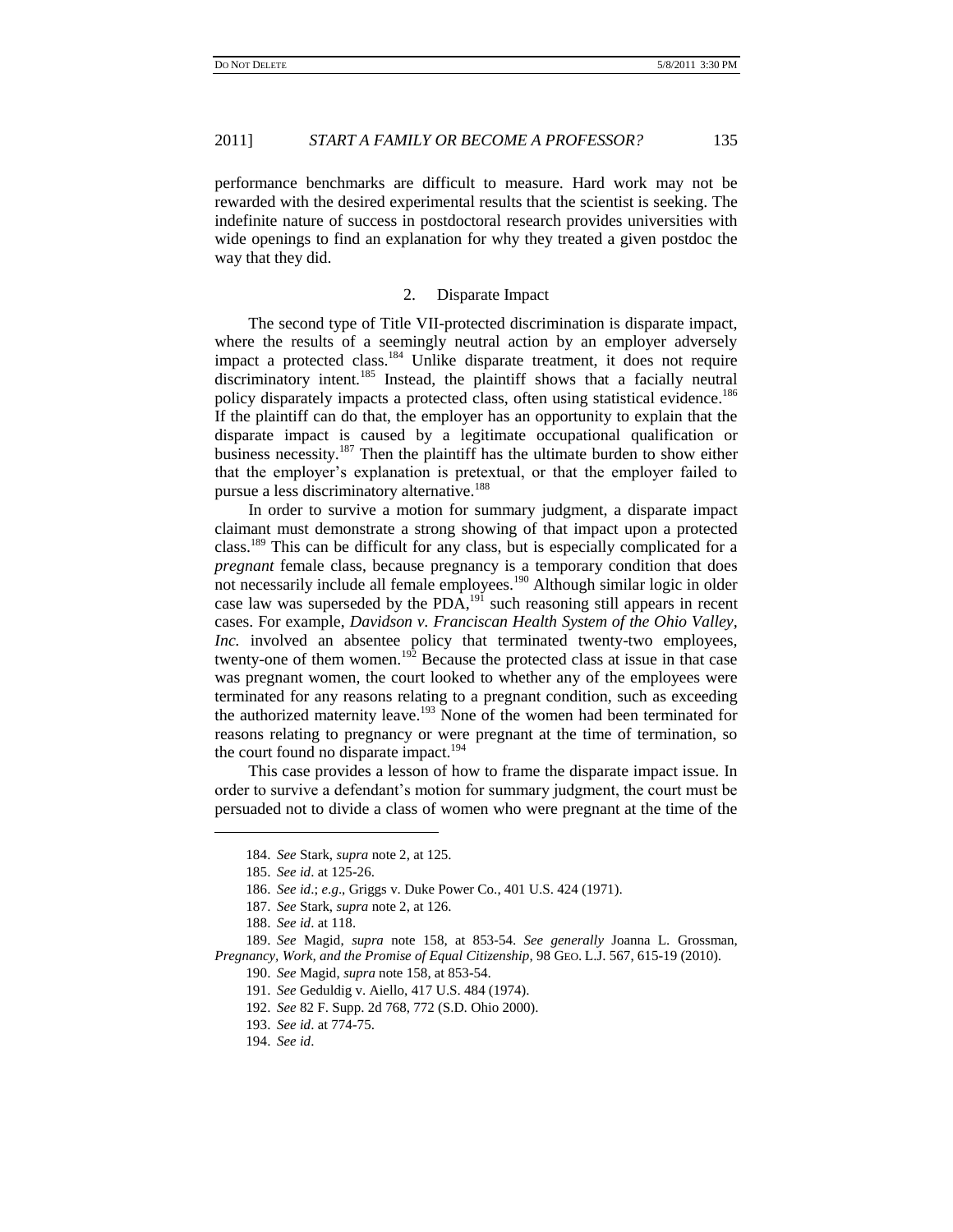performance benchmarks are difficult to measure. Hard work may not be rewarded with the desired experimental results that the scientist is seeking. The indefinite nature of success in postdoctoral research provides universities with wide openings to find an explanation for why they treated a given postdoc the way that they did.

### 2. Disparate Impact

The second type of Title VII-protected discrimination is disparate impact, where the results of a seemingly neutral action by an employer adversely impact a protected class.[184] Unlike disparate treatment, it does not require discriminatory intent.[185] Instead, the plaintiff shows that a facially neutral policy disparately impacts a protected class, often using statistical evidence.[186] If the plaintiff can do that, the employer has an opportunity to explain that the disparate impact is caused by a legitimate occupational qualification or business necessity.[187] Then the plaintiff has the ultimate burden to show either that the employer's explanation is pretextual, or that the employer failed to pursue a less discriminatory alternative.[188]

In order to survive a motion for summary judgment, a disparate impact claimant must demonstrate a strong showing of that impact upon a protected class.[189] This can be difficult for any class, but is especially complicated for a *pregnant* female class, because pregnancy is a temporary condition that does not necessarily include all female employees.[190] Although similar logic in older case law was superseded by the PDA,[191] such reasoning still appears in recent cases. For example, *Davidson v. Franciscan Health System of the Ohio Valley, Inc.* involved an absentee policy that terminated twenty-two employees, twenty-one of them women.[192] Because the protected class at issue in that case was pregnant women, the court looked to whether any of the employees were terminated for any reasons relating to a pregnant condition, such as exceeding the authorized maternity leave.[193] None of the women had been terminated for reasons relating to pregnancy or were pregnant at the time of termination, so the court found no disparate impact.[194]

This case provides a lesson of how to frame the disparate impact issue. In order to survive a defendant's motion for summary judgment, the court must be persuaded not to divide a class of women who were pregnant at the time of the

---

184. *See* Stark, *supra* note 2, at 125.

185. *See id*. at 125-26.

186. *See id*.; *e.g*., Griggs v. Duke Power Co., 401 U.S. 424 (1971).

187. *See* Stark, *supra* note 2, at 126.

188. *See id*. at 118.

189. *See* Magid, *supra* note 158, at 853-54. *See generally* Joanna L. Grossman, *Pregnancy, Work, and the Promise of Equal Citizenship*, 98 GEO. L.J. 567, 615-19 (2010).

190. *See* Magid, *supra* note 158, at 853-54.

191. *See* Geduldig v. Aiello, 417 U.S. 484 (1974).

192. *See* 82 F. Supp. 2d 768, 772 (S.D. Ohio 2000).

193. *See id*. at 774-75.

194. *See id*.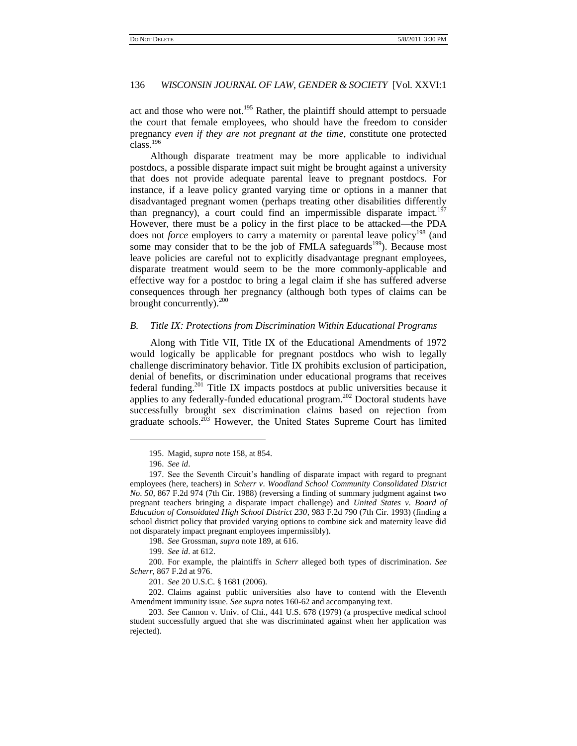act and those who were not.[195] Rather, the plaintiff should attempt to persuade the court that female employees, who should have the freedom to consider pregnancy *even if they are not pregnant at the time*, constitute one protected class.[196]

Although disparate treatment may be more applicable to individual postdocs, a possible disparate impact suit might be brought against a university that does not provide adequate parental leave to pregnant postdocs. For instance, if a leave policy granted varying time or options in a manner that disadvantaged pregnant women (perhaps treating other disabilities differently than pregnancy), a court could find an impermissible disparate impact.[197] However, there must be a policy in the first place to be attacked—the PDA does not *force* employers to carry a maternity or parental leave policy[198] (and some may consider that to be the job of FMLA safeguards[199]). Because most leave policies are careful not to explicitly disadvantage pregnant employees, disparate treatment would seem to be the more commonly-applicable and effective way for a postdoc to bring a legal claim if she has suffered adverse consequences through her pregnancy (although both types of claims can be brought concurrently).[200]

### *B. Title IX: Protections from Discrimination Within Educational Programs*

Along with Title VII, Title IX of the Educational Amendments of 1972 would logically be applicable for pregnant postdocs who wish to legally challenge discriminatory behavior. Title IX prohibits exclusion of participation, denial of benefits, or discrimination under educational programs that receives federal funding.[201] Title IX impacts postdocs at public universities because it applies to any federally-funded educational program.[202] Doctoral students have successfully brought sex discrimination claims based on rejection from graduate schools.[203] However, the United States Supreme Court has limited

---

195. Magid, *supra* note 158, at 854.

196. *See id*.

197. See the Seventh Circuit's handling of disparate impact with regard to pregnant employees (here, teachers) in *Scherr v. Woodland School Community Consolidated District No. 50*, 867 F.2d 974 (7th Cir. 1988) (reversing a finding of summary judgment against two pregnant teachers bringing a disparate impact challenge) and *United States v. Board of Education of Consoidated High School District 230*, 983 F.2d 790 (7th Cir. 1993) (finding a school district policy that provided varying options to combine sick and maternity leave did not disparately impact pregnant employees impermissibly).

198. *See* Grossman, *supra* note 189, at 616.

199. *See id*. at 612.

200. For example, the plaintiffs in *Scherr* alleged both types of discrimination. *See Scherr*, 867 F.2d at 976.

201. *See* 20 U.S.C. § 1681 (2006).

202. Claims against public universities also have to contend with the Eleventh Amendment immunity issue. *See supra* notes 160-62 and accompanying text.

203. *See* Cannon v. Univ. of Chi., 441 U.S. 678 (1979) (a prospective medical school student successfully argued that she was discriminated against when her application was rejected).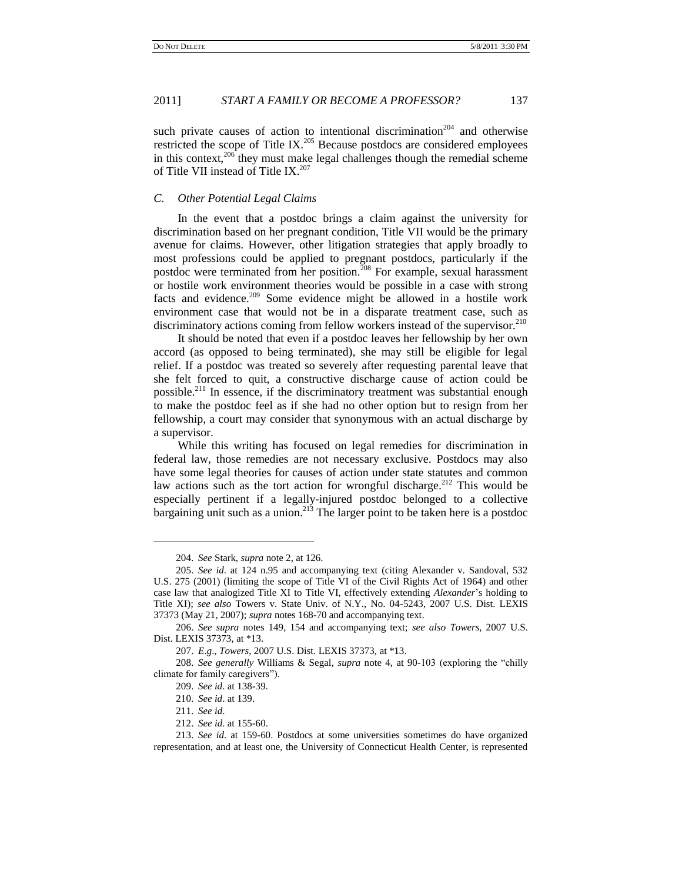such private causes of action to intentional discrimination[204] and otherwise restricted the scope of Title IX.[205] Because postdocs are considered employees in this context,[206] they must make legal challenges though the remedial scheme of Title VII instead of Title IX.[207]

### *C. Other Potential Legal Claims*

In the event that a postdoc brings a claim against the university for discrimination based on her pregnant condition, Title VII would be the primary avenue for claims. However, other litigation strategies that apply broadly to most professions could be applied to pregnant postdocs, particularly if the postdoc were terminated from her position.[208] For example, sexual harassment or hostile work environment theories would be possible in a case with strong facts and evidence.[209] Some evidence might be allowed in a hostile work environment case that would not be in a disparate treatment case, such as discriminatory actions coming from fellow workers instead of the supervisor.[210]

It should be noted that even if a postdoc leaves her fellowship by her own accord (as opposed to being terminated), she may still be eligible for legal relief. If a postdoc was treated so severely after requesting parental leave that she felt forced to quit, a constructive discharge cause of action could be possible.[211] In essence, if the discriminatory treatment was substantial enough to make the postdoc feel as if she had no other option but to resign from her fellowship, a court may consider that synonymous with an actual discharge by a supervisor.

While this writing has focused on legal remedies for discrimination in federal law, those remedies are not necessary exclusive. Postdocs may also have some legal theories for causes of action under state statutes and common law actions such as the tort action for wrongful discharge.[212] This would be especially pertinent if a legally-injured postdoc belonged to a collective bargaining unit such as a union.[213] The larger point to be taken here is a postdoc

---

204. *See* Stark, *supra* note 2, at 126.

205. *See id*. at 124 n.95 and accompanying text (citing Alexander v. Sandoval, 532 U.S. 275 (2001) (limiting the scope of Title VI of the Civil Rights Act of 1964) and other case law that analogized Title XI to Title VI, effectively extending *Alexander*'s holding to Title XI); *see also* Towers v. State Univ. of N.Y., No. 04-5243, 2007 U.S. Dist. LEXIS 37373 (May 21, 2007); *supra* notes 168-70 and accompanying text.

206. *See supra* notes 149, 154 and accompanying text; *see also Towers*, 2007 U.S. Dist. LEXIS 37373, at *13.

207. *E.g*., *Towers*, 2007 U.S. Dist. LEXIS 37373, at *13.

208. *See generally* Williams & Segal, *supra* note 4, at 90-103 (exploring the "chilly climate for family caregivers").

209. *See id*. at 138-39.

210. *See id*. at 139.

211. *See id*.

212. *See id*. at 155-60.

213. *See id*. at 159-60. Postdocs at some universities sometimes do have organized representation, and at least one, the University of Connecticut Health Center, is represented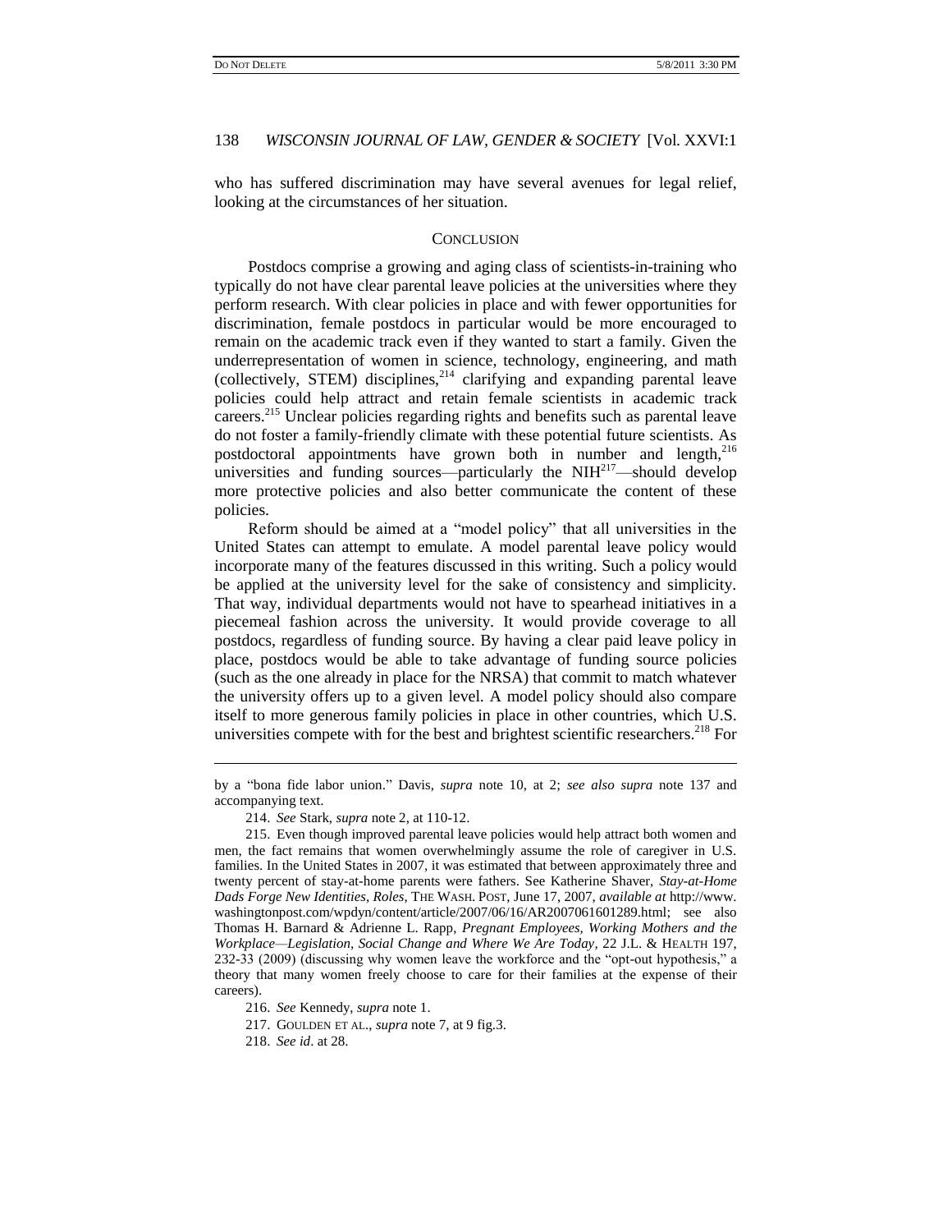who has suffered discrimination may have several avenues for legal relief, looking at the circumstances of her situation.

## CONCLUSION

Postdocs comprise a growing and aging class of scientists-in-training who typically do not have clear parental leave policies at the universities where they perform research. With clear policies in place and with fewer opportunities for discrimination, female postdocs in particular would be more encouraged to remain on the academic track even if they wanted to start a family. Given the underrepresentation of women in science, technology, engineering, and math (collectively, STEM) disciplines,[214] clarifying and expanding parental leave policies could help attract and retain female scientists in academic track careers.[215] Unclear policies regarding rights and benefits such as parental leave do not foster a family-friendly climate with these potential future scientists. As postdoctoral appointments have grown both in number and length,[216] universities and funding sources—particularly the NIH[217]—should develop more protective policies and also better communicate the content of these policies.

Reform should be aimed at a "model policy" that all universities in the United States can attempt to emulate. A model parental leave policy would incorporate many of the features discussed in this writing. Such a policy would be applied at the university level for the sake of consistency and simplicity. That way, individual departments would not have to spearhead initiatives in a piecemeal fashion across the university. It would provide coverage to all postdocs, regardless of funding source. By having a clear paid leave policy in place, postdocs would be able to take advantage of funding source policies (such as the one already in place for the NRSA) that commit to match whatever the university offers up to a given level. A model policy should also compare itself to more generous family policies in place in other countries, which U.S. universities compete with for the best and brightest scientific researchers.[218] For

---

by a "bona fide labor union." Davis, *supra* note 10, at 2; *see also supra* note 137 and accompanying text.

214. *See* Stark, *supra* note 2, at 110-12.

215. Even though improved parental leave policies would help attract both women and men, the fact remains that women overwhelmingly assume the role of caregiver in U.S. families. In the United States in 2007, it was estimated that between approximately three and twenty percent of stay-at-home parents were fathers. See Katherine Shaver, *Stay-at-Home Dads Forge New Identities, Roles*, THE WASH. POST, June 17, 2007, *available at* http://www.washingtonpost.com/wpdyn/content/article/2007/06/16/AR2007061601289.html; see also Thomas H. Barnard & Adrienne L. Rapp, *Pregnant Employees, Working Mothers and the Workplace—Legislation, Social Change and Where We Are Today*, 22 J.L. & HEALTH 197, 232-33 (2009) (discussing why women leave the workforce and the "opt-out hypothesis," a theory that many women freely choose to care for their families at the expense of their careers).

216. *See* Kennedy, *supra* note 1.

217. GOULDEN ET AL., *supra* note 7, at 9 fig.3.

218. *See id*. at 28.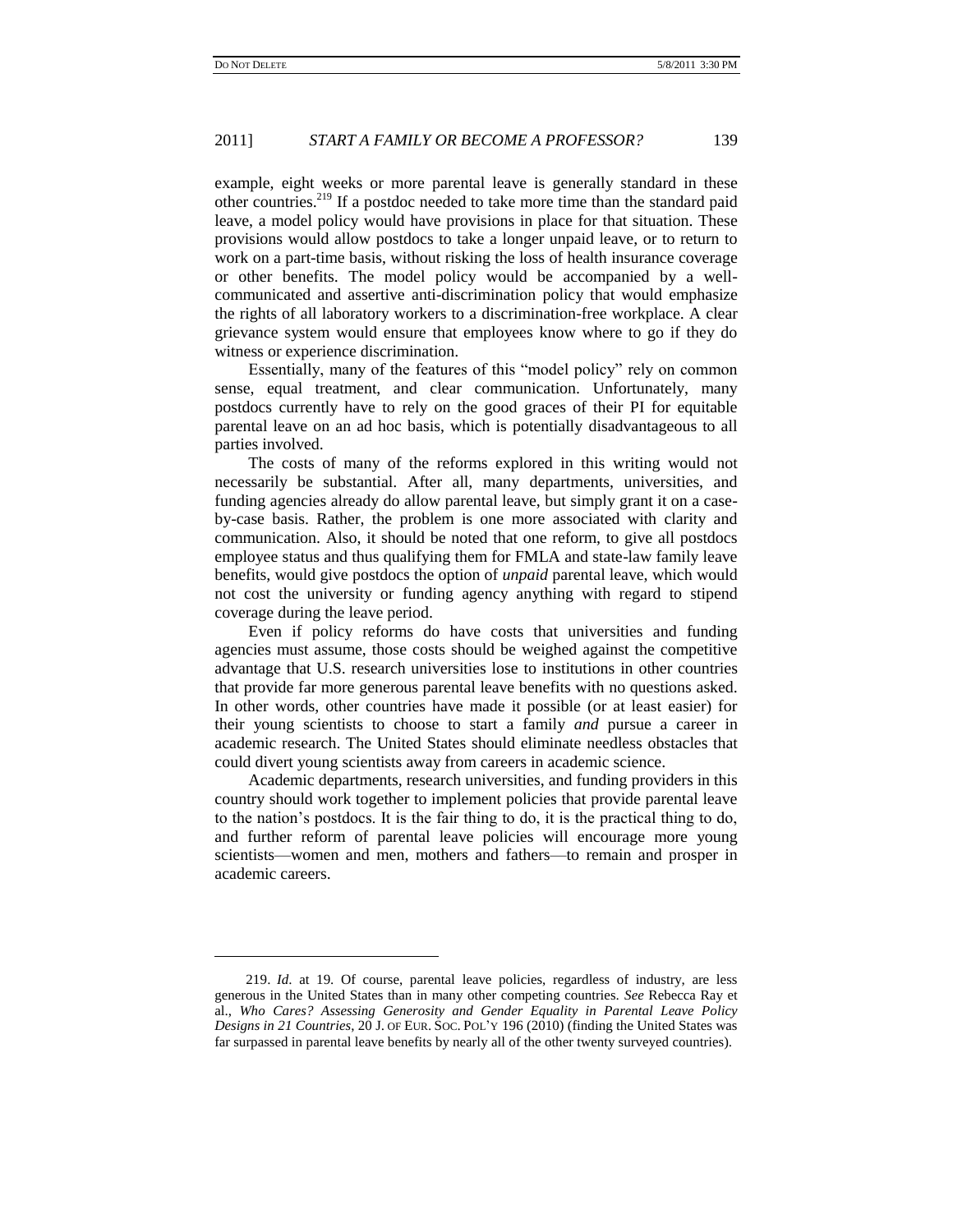example, eight weeks or more parental leave is generally standard in these other countries.[219] If a postdoc needed to take more time than the standard paid leave, a model policy would have provisions in place for that situation. These provisions would allow postdocs to take a longer unpaid leave, or to return to work on a part-time basis, without risking the loss of health insurance coverage or other benefits. The model policy would be accompanied by a well-communicated and assertive anti-discrimination policy that would emphasize the rights of all laboratory workers to a discrimination-free workplace. A clear grievance system would ensure that employees know where to go if they do witness or experience discrimination.

Essentially, many of the features of this "model policy" rely on common sense, equal treatment, and clear communication. Unfortunately, many postdocs currently have to rely on the good graces of their PI for equitable parental leave on an ad hoc basis, which is potentially disadvantageous to all parties involved.

The costs of many of the reforms explored in this writing would not necessarily be substantial. After all, many departments, universities, and funding agencies already do allow parental leave, but simply grant it on a case-by-case basis. Rather, the problem is one more associated with clarity and communication. Also, it should be noted that one reform, to give all postdocs employee status and thus qualifying them for FMLA and state-law family leave benefits, would give postdocs the option of *unpaid* parental leave, which would not cost the university or funding agency anything with regard to stipend coverage during the leave period.

Even if policy reforms do have costs that universities and funding agencies must assume, those costs should be weighed against the competitive advantage that U.S. research universities lose to institutions in other countries that provide far more generous parental leave benefits with no questions asked. In other words, other countries have made it possible (or at least easier) for their young scientists to choose to start a family *and* pursue a career in academic research. The United States should eliminate needless obstacles that could divert young scientists away from careers in academic science.

Academic departments, research universities, and funding providers in this country should work together to implement policies that provide parental leave to the nation's postdocs. It is the fair thing to do, it is the practical thing to do, and further reform of parental leave policies will encourage more young scientists—women and men, mothers and fathers—to remain and prosper in academic careers.

---

219. *Id.* at 19. Of course, parental leave policies, regardless of industry, are less generous in the United States than in many other competing countries. *See* Rebecca Ray et al., *Who Cares? Assessing Generosity and Gender Equality in Parental Leave Policy Designs in 21 Countries*, 20 J. OF EUR. SOC. POL'Y 196 (2010) (finding the United States was far surpassed in parental leave benefits by nearly all of the other twenty surveyed countries).